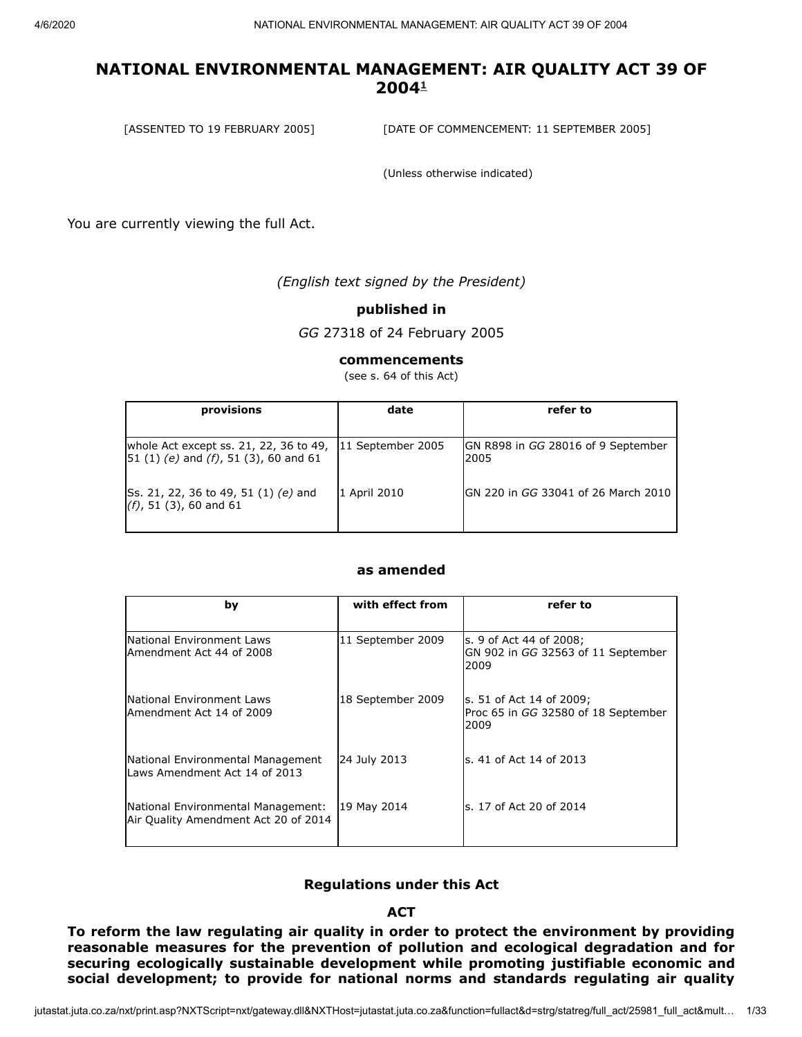# NATIONAL ENVIRONMENTAL MANAGEMENT: AIR QUALITY ACT 39 OF 2004[1]

[ASSENTED TO 19 FEBRUARY 2005] [DATE OF COMMENCEMENT: 11 SEPTEMBER 2005]

(Unless otherwise indicated)

You are currently viewing the full Act.

*(English text signed by the President)*

**published in**

*GG* 27318 of 24 February 2005

**commencements**

(see s. 64 of this Act)

| provisions | date | refer to |
|---|---|---|
| whole Act except ss. 21, 22, 36 to 49, 51 (1) *(e)* and *(f)*, 51 (3), 60 and 61 | 11 September 2005 | GN R898 in *GG* 28016 of 9 September 2005 |
| Ss. 21, 22, 36 to 49, 51 (1) *(e)* and *(f)*, 51 (3), 60 and 61 | 1 April 2010 | GN 220 in *GG* 33041 of 26 March 2010 |

**as amended**

| by | with effect from | refer to |
|---|---|---|
| National Environment Laws Amendment Act 44 of 2008 | 11 September 2009 | s. 9 of Act 44 of 2008; GN 902 in *GG* 32563 of 11 September 2009 |
| National Environment Laws Amendment Act 14 of 2009 | 18 September 2009 | s. 51 of Act 14 of 2009; Proc 65 in *GG* 32580 of 18 September 2009 |
| National Environmental Management Laws Amendment Act 14 of 2013 | 24 July 2013 | s. 41 of Act 14 of 2013 |
| National Environmental Management: Air Quality Amendment Act 20 of 2014 | 19 May 2014 | s. 17 of Act 20 of 2014 |

**Regulations under this Act**

**ACT**

**To reform the law regulating air quality in order to protect the environment by providing reasonable measures for the prevention of pollution and ecological degradation and for securing ecologically sustainable development while promoting justifiable economic and social development; to provide for national norms and standards regulating air quality**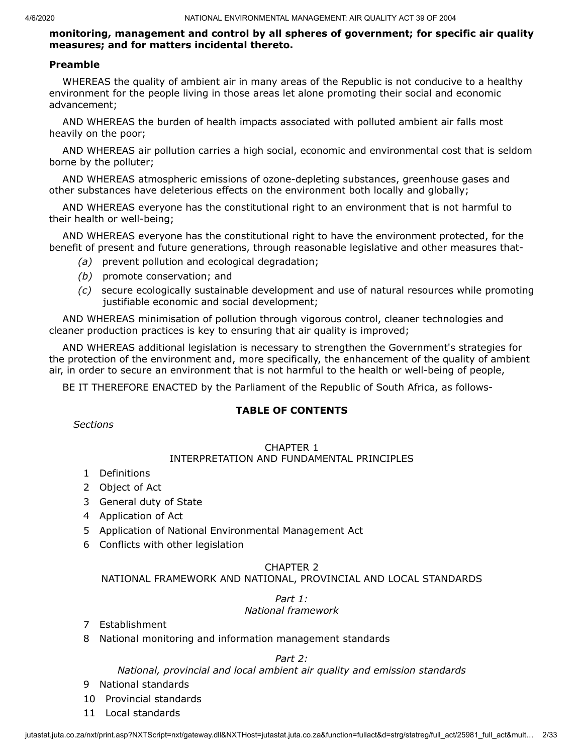**monitoring, management and control by all spheres of government; for specific air quality measures; and for matters incidental thereto.**

**Preamble**

WHEREAS the quality of ambient air in many areas of the Republic is not conducive to a healthy environment for the people living in those areas let alone promoting their social and economic advancement;

AND WHEREAS the burden of health impacts associated with polluted ambient air falls most heavily on the poor;

AND WHEREAS air pollution carries a high social, economic and environmental cost that is seldom borne by the polluter;

AND WHEREAS atmospheric emissions of ozone-depleting substances, greenhouse gases and other substances have deleterious effects on the environment both locally and globally;

AND WHEREAS everyone has the constitutional right to an environment that is not harmful to their health or well-being;

AND WHEREAS everyone has the constitutional right to have the environment protected, for the benefit of present and future generations, through reasonable legislative and other measures that-

- *(a)* prevent pollution and ecological degradation;
- *(b)* promote conservation; and
- *(c)* secure ecologically sustainable development and use of natural resources while promoting justifiable economic and social development;

AND WHEREAS minimisation of pollution through vigorous control, cleaner technologies and cleaner production practices is key to ensuring that air quality is improved;

AND WHEREAS additional legislation is necessary to strengthen the Government's strategies for the protection of the environment and, more specifically, the enhancement of the quality of ambient air, in order to secure an environment that is not harmful to the health or well-being of people,

BE IT THEREFORE ENACTED by the Parliament of the Republic of South Africa, as follows-

**TABLE OF CONTENTS**

*Sections*

CHAPTER 1
INTERPRETATION AND FUNDAMENTAL PRINCIPLES

1 Definitions
2 Object of Act
3 General duty of State
4 Application of Act
5 Application of National Environmental Management Act
6 Conflicts with other legislation

CHAPTER 2
NATIONAL FRAMEWORK AND NATIONAL, PROVINCIAL AND LOCAL STANDARDS

*Part 1:*
*National framework*

7 Establishment
8 National monitoring and information management standards

*Part 2:*
*National, provincial and local ambient air quality and emission standards*

9 National standards
10 Provincial standards
11 Local standards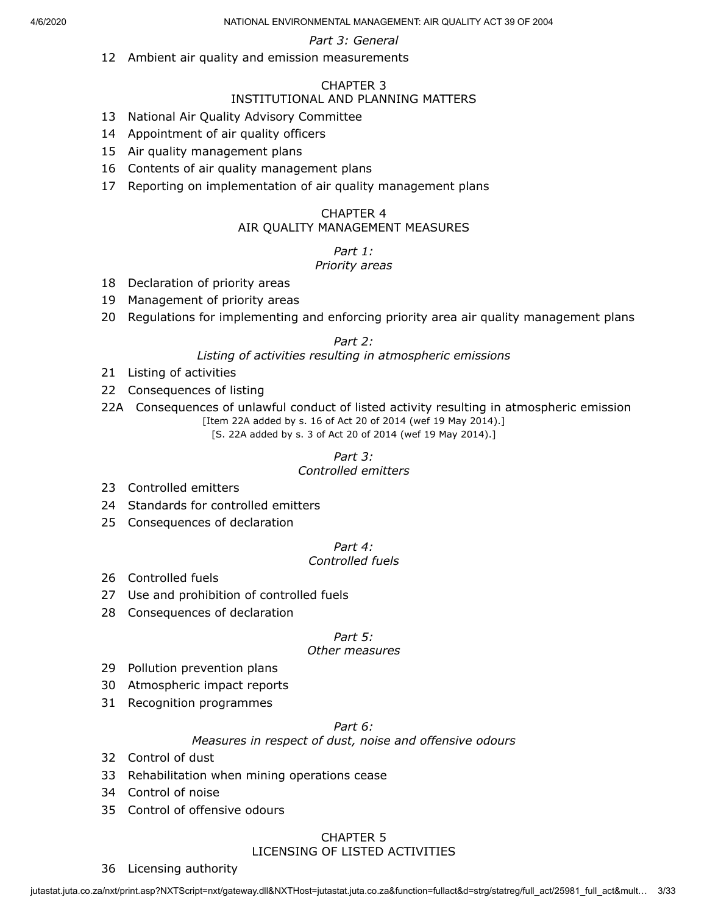*Part 3: General*

12 Ambient air quality and emission measurements

## CHAPTER 3
## INSTITUTIONAL AND PLANNING MATTERS

13 National Air Quality Advisory Committee

14 Appointment of air quality officers

15 Air quality management plans

16 Contents of air quality management plans

17 Reporting on implementation of air quality management plans

## CHAPTER 4
## AIR QUALITY MANAGEMENT MEASURES

*Part 1:*
*Priority areas*

18 Declaration of priority areas

19 Management of priority areas

20 Regulations for implementing and enforcing priority area air quality management plans

*Part 2:*
*Listing of activities resulting in atmospheric emissions*

21 Listing of activities

22 Consequences of listing

22A Consequences of unlawful conduct of listed activity resulting in atmospheric emission

[Item 22A added by s. 16 of Act 20 of 2014 (wef 19 May 2014).]

[S. 22A added by s. 3 of Act 20 of 2014 (wef 19 May 2014).]

*Part 3:*
*Controlled emitters*

23 Controlled emitters

24 Standards for controlled emitters

25 Consequences of declaration

*Part 4:*
*Controlled fuels*

26 Controlled fuels

27 Use and prohibition of controlled fuels

28 Consequences of declaration

*Part 5:*
*Other measures*

29 Pollution prevention plans

30 Atmospheric impact reports

31 Recognition programmes

*Part 6:*
*Measures in respect of dust, noise and offensive odours*

32 Control of dust

33 Rehabilitation when mining operations cease

34 Control of noise

35 Control of offensive odours

## CHAPTER 5
## LICENSING OF LISTED ACTIVITIES

36 Licensing authority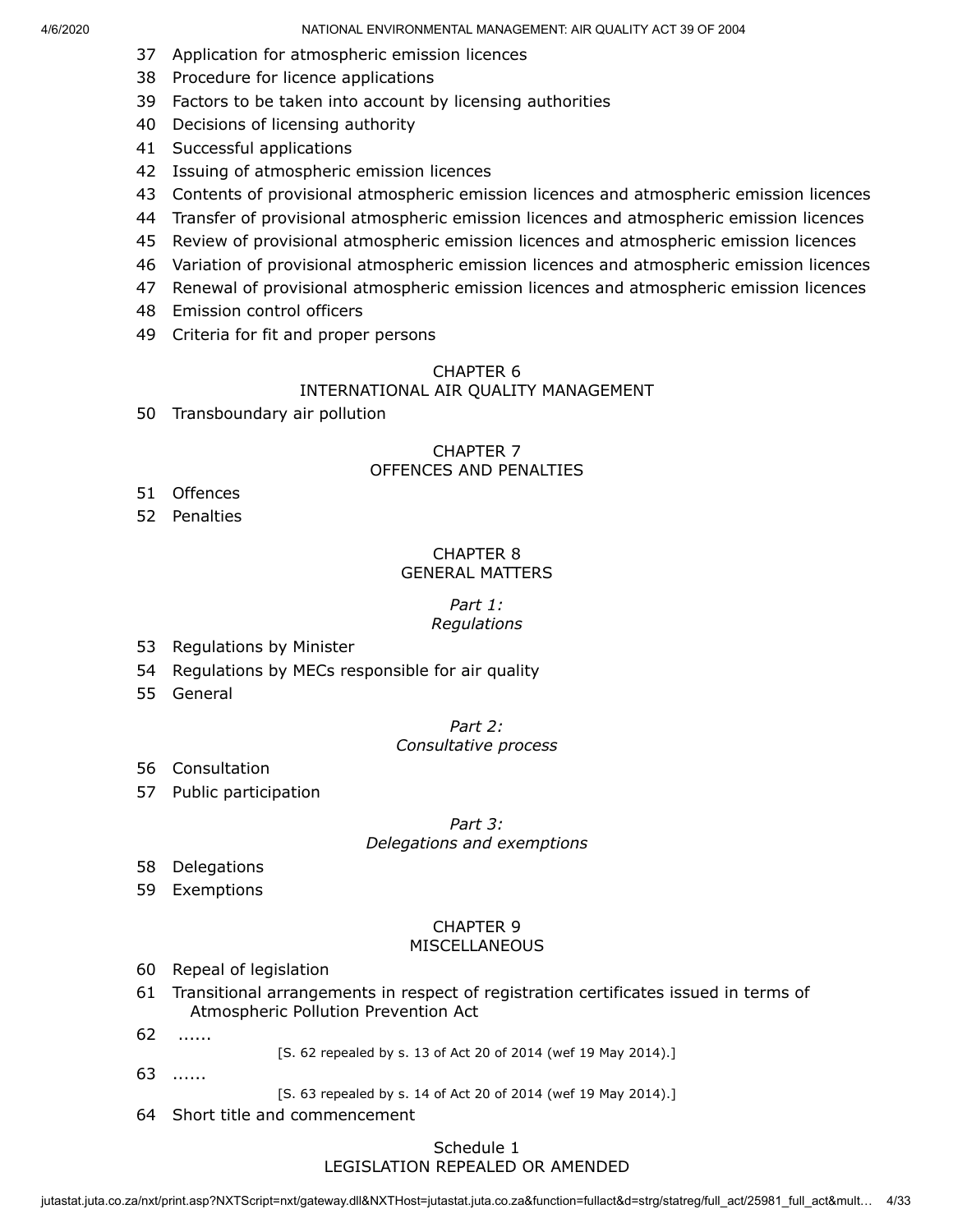37 Application for atmospheric emission licences

38 Procedure for licence applications

39 Factors to be taken into account by licensing authorities

40 Decisions of licensing authority

41 Successful applications

42 Issuing of atmospheric emission licences

43 Contents of provisional atmospheric emission licences and atmospheric emission licences

44 Transfer of provisional atmospheric emission licences and atmospheric emission licences

45 Review of provisional atmospheric emission licences and atmospheric emission licences

46 Variation of provisional atmospheric emission licences and atmospheric emission licences

47 Renewal of provisional atmospheric emission licences and atmospheric emission licences

48 Emission control officers

49 Criteria for fit and proper persons

## CHAPTER 6
## INTERNATIONAL AIR QUALITY MANAGEMENT

50 Transboundary air pollution

## CHAPTER 7
## OFFENCES AND PENALTIES

51 Offences

52 Penalties

## CHAPTER 8
## GENERAL MATTERS

### *Part 1:*
### *Regulations*

53 Regulations by Minister

54 Regulations by MECs responsible for air quality

55 General

### *Part 2:*
### *Consultative process*

56 Consultation

57 Public participation

### *Part 3:*
### *Delegations and exemptions*

58 Delegations

59 Exemptions

## CHAPTER 9
## MISCELLANEOUS

60 Repeal of legislation

61 Transitional arrangements in respect of registration certificates issued in terms of Atmospheric Pollution Prevention Act

62 ......

[S. 62 repealed by s. 13 of Act 20 of 2014 (wef 19 May 2014).]

63 ......

[S. 63 repealed by s. 14 of Act 20 of 2014 (wef 19 May 2014).]

64 Short title and commencement

## Schedule 1
## LEGISLATION REPEALED OR AMENDED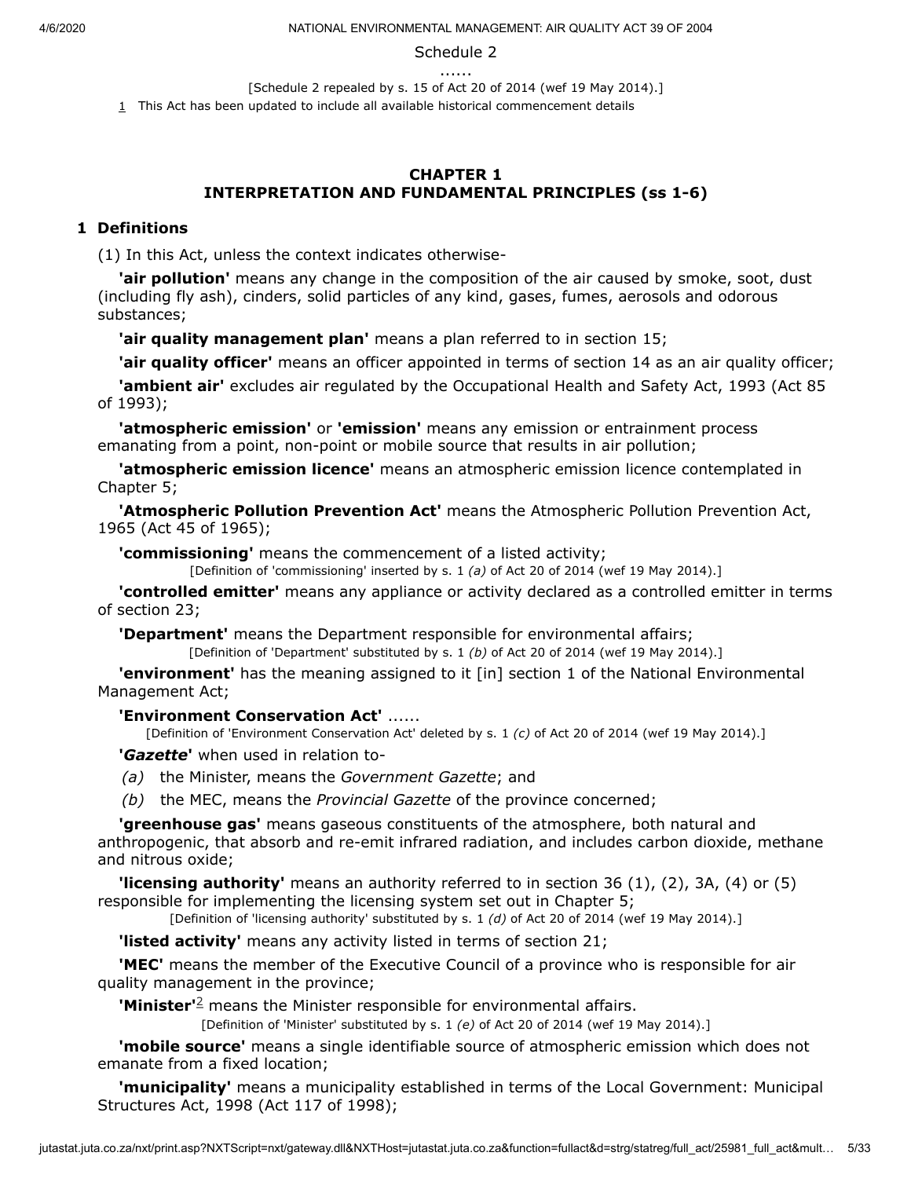Schedule 2

......

[Schedule 2 repealed by s. 15 of Act 20 of 2014 (wef 19 May 2014).]

1 This Act has been updated to include all available historical commencement details

## CHAPTER 1
## INTERPRETATION AND FUNDAMENTAL PRINCIPLES (ss 1-6)

### 1 Definitions

(1) In this Act, unless the context indicates otherwise-

**'air pollution'** means any change in the composition of the air caused by smoke, soot, dust (including fly ash), cinders, solid particles of any kind, gases, fumes, aerosols and odorous substances;

**'air quality management plan'** means a plan referred to in section 15;

**'air quality officer'** means an officer appointed in terms of section 14 as an air quality officer;

**'ambient air'** excludes air regulated by the Occupational Health and Safety Act, 1993 (Act 85 of 1993);

**'atmospheric emission'** or **'emission'** means any emission or entrainment process emanating from a point, non-point or mobile source that results in air pollution;

**'atmospheric emission licence'** means an atmospheric emission licence contemplated in Chapter 5;

**'Atmospheric Pollution Prevention Act'** means the Atmospheric Pollution Prevention Act, 1965 (Act 45 of 1965);

**'commissioning'** means the commencement of a listed activity;

[Definition of 'commissioning' inserted by s. 1 *(a)* of Act 20 of 2014 (wef 19 May 2014).]

**'controlled emitter'** means any appliance or activity declared as a controlled emitter in terms of section 23;

**'Department'** means the Department responsible for environmental affairs;

[Definition of 'Department' substituted by s. 1 *(b)* of Act 20 of 2014 (wef 19 May 2014).]

**'environment'** has the meaning assigned to it [in] section 1 of the National Environmental Management Act;

**'Environment Conservation Act'** ......

[Definition of 'Environment Conservation Act' deleted by s. 1 *(c)* of Act 20 of 2014 (wef 19 May 2014).]

**'*Gazette*'** when used in relation to-

*(a)* the Minister, means the *Government Gazette*; and

*(b)* the MEC, means the *Provincial Gazette* of the province concerned;

**'greenhouse gas'** means gaseous constituents of the atmosphere, both natural and anthropogenic, that absorb and re-emit infrared radiation, and includes carbon dioxide, methane and nitrous oxide;

**'licensing authority'** means an authority referred to in section 36 (1), (2), 3A, (4) or (5) responsible for implementing the licensing system set out in Chapter 5;

[Definition of 'licensing authority' substituted by s. 1 *(d)* of Act 20 of 2014 (wef 19 May 2014).]

**'listed activity'** means any activity listed in terms of section 21;

**'MEC'** means the member of the Executive Council of a province who is responsible for air quality management in the province;

**'Minister'**[2] means the Minister responsible for environmental affairs.

[Definition of 'Minister' substituted by s. 1 *(e)* of Act 20 of 2014 (wef 19 May 2014).]

**'mobile source'** means a single identifiable source of atmospheric emission which does not emanate from a fixed location;

**'municipality'** means a municipality established in terms of the Local Government: Municipal Structures Act, 1998 (Act 117 of 1998);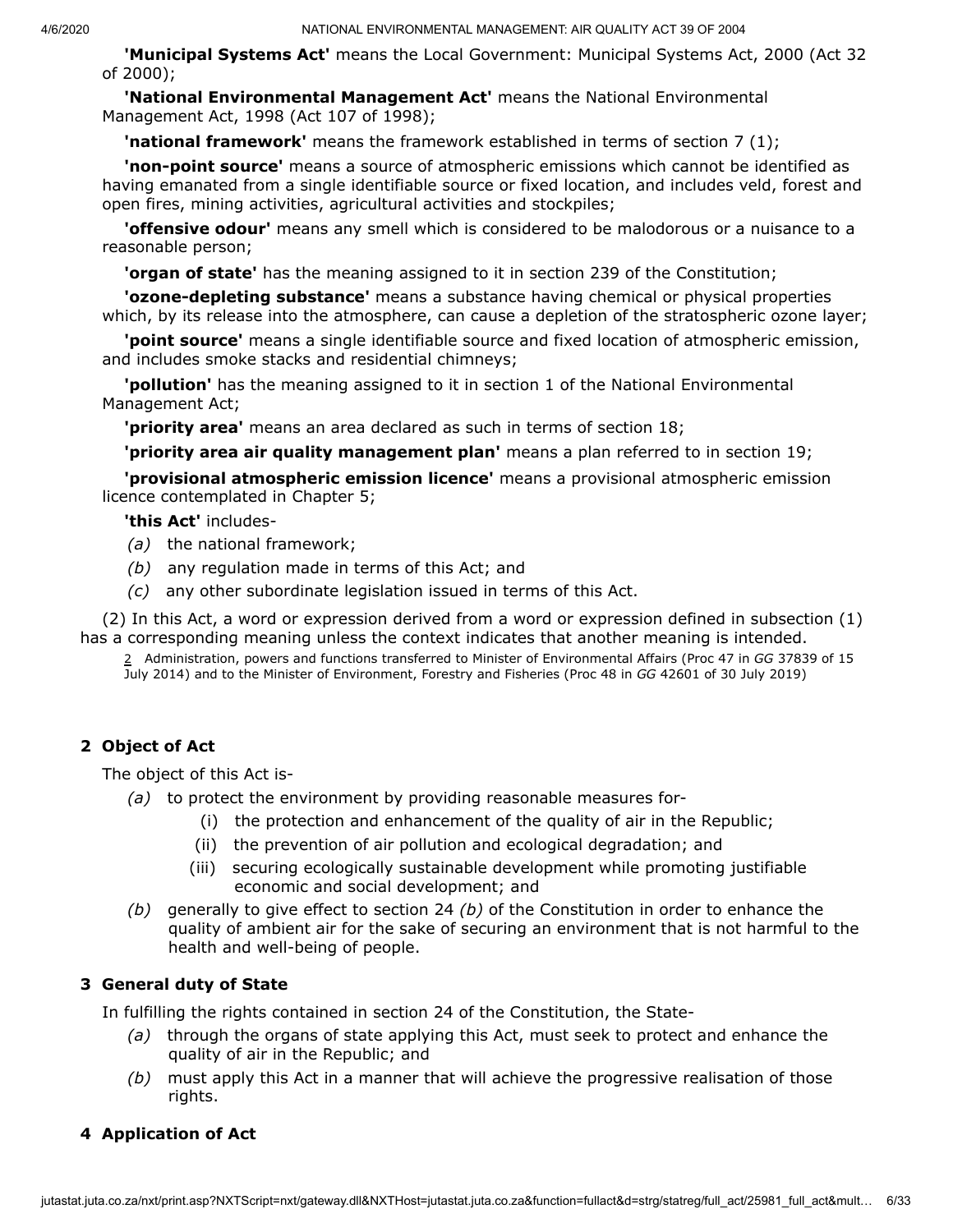**'Municipal Systems Act'** means the Local Government: Municipal Systems Act, 2000 (Act 32 of 2000);

**'National Environmental Management Act'** means the National Environmental Management Act, 1998 (Act 107 of 1998);

**'national framework'** means the framework established in terms of section 7 (1);

**'non-point source'** means a source of atmospheric emissions which cannot be identified as having emanated from a single identifiable source or fixed location, and includes veld, forest and open fires, mining activities, agricultural activities and stockpiles;

**'offensive odour'** means any smell which is considered to be malodorous or a nuisance to a reasonable person;

**'organ of state'** has the meaning assigned to it in section 239 of the Constitution;

**'ozone-depleting substance'** means a substance having chemical or physical properties which, by its release into the atmosphere, can cause a depletion of the stratospheric ozone layer;

**'point source'** means a single identifiable source and fixed location of atmospheric emission, and includes smoke stacks and residential chimneys;

**'pollution'** has the meaning assigned to it in section 1 of the National Environmental Management Act;

**'priority area'** means an area declared as such in terms of section 18;

**'priority area air quality management plan'** means a plan referred to in section 19;

**'provisional atmospheric emission licence'** means a provisional atmospheric emission licence contemplated in Chapter 5;

**'this Act'** includes-

*(a)* the national framework;

*(b)* any regulation made in terms of this Act; and

*(c)* any other subordinate legislation issued in terms of this Act.

(2) In this Act, a word or expression derived from a word or expression defined in subsection (1) has a corresponding meaning unless the context indicates that another meaning is intended.

2 Administration, powers and functions transferred to Minister of Environmental Affairs (Proc 47 in *GG* 37839 of 15 July 2014) and to the Minister of Environment, Forestry and Fisheries (Proc 48 in *GG* 42601 of 30 July 2019)

### 2 Object of Act

The object of this Act is-

*(a)* to protect the environment by providing reasonable measures for-

(i) the protection and enhancement of the quality of air in the Republic;

(ii) the prevention of air pollution and ecological degradation; and

(iii) securing ecologically sustainable development while promoting justifiable economic and social development; and

*(b)* generally to give effect to section 24 *(b)* of the Constitution in order to enhance the quality of ambient air for the sake of securing an environment that is not harmful to the health and well-being of people.

### 3 General duty of State

In fulfilling the rights contained in section 24 of the Constitution, the State-

*(a)* through the organs of state applying this Act, must seek to protect and enhance the quality of air in the Republic; and

*(b)* must apply this Act in a manner that will achieve the progressive realisation of those rights.

### 4 Application of Act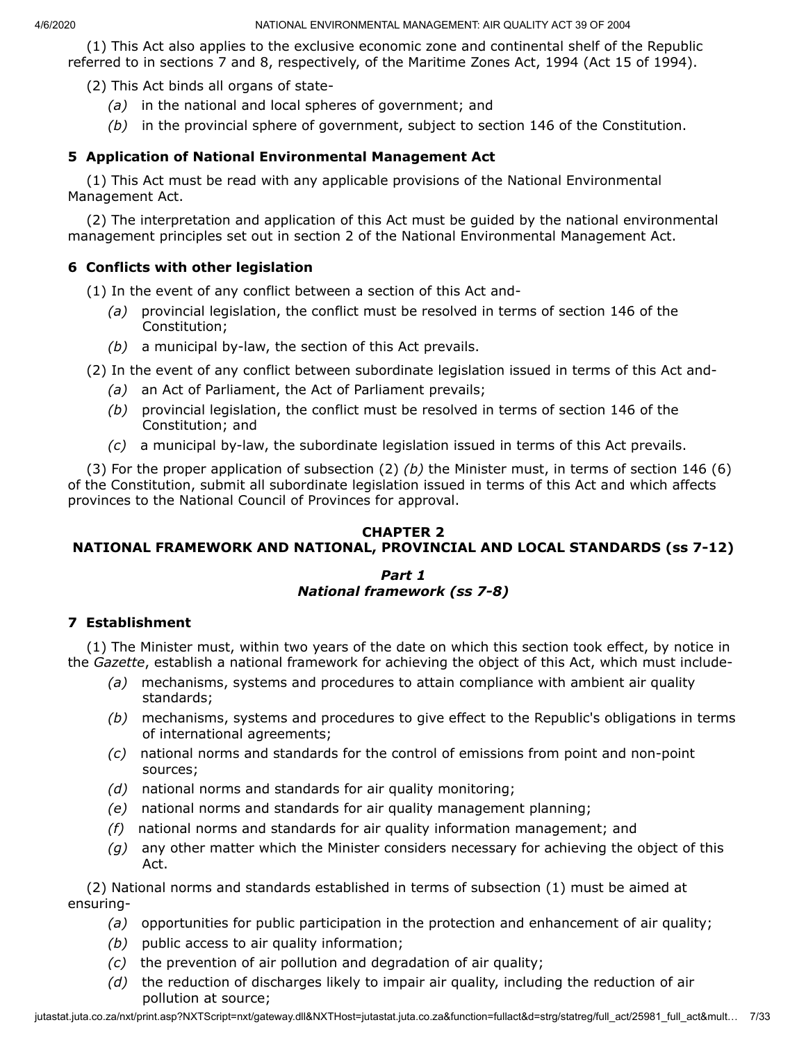(1) This Act also applies to the exclusive economic zone and continental shelf of the Republic referred to in sections 7 and 8, respectively, of the Maritime Zones Act, 1994 (Act 15 of 1994).

(2) This Act binds all organs of state-

*(a)* in the national and local spheres of government; and

*(b)* in the provincial sphere of government, subject to section 146 of the Constitution.

### 5 Application of National Environmental Management Act

(1) This Act must be read with any applicable provisions of the National Environmental Management Act.

(2) The interpretation and application of this Act must be guided by the national environmental management principles set out in section 2 of the National Environmental Management Act.

### 6 Conflicts with other legislation

(1) In the event of any conflict between a section of this Act and-

*(a)* provincial legislation, the conflict must be resolved in terms of section 146 of the Constitution;

*(b)* a municipal by-law, the section of this Act prevails.

(2) In the event of any conflict between subordinate legislation issued in terms of this Act and-

*(a)* an Act of Parliament, the Act of Parliament prevails;

*(b)* provincial legislation, the conflict must be resolved in terms of section 146 of the Constitution; and

*(c)* a municipal by-law, the subordinate legislation issued in terms of this Act prevails.

(3) For the proper application of subsection (2) *(b)* the Minister must, in terms of section 146 (6) of the Constitution, submit all subordinate legislation issued in terms of this Act and which affects provinces to the National Council of Provinces for approval.

## CHAPTER 2
## NATIONAL FRAMEWORK AND NATIONAL, PROVINCIAL AND LOCAL STANDARDS (ss 7-12)

### *Part 1*
### *National framework (ss 7-8)*

### 7 Establishment

(1) The Minister must, within two years of the date on which this section took effect, by notice in the *Gazette*, establish a national framework for achieving the object of this Act, which must include-

*(a)* mechanisms, systems and procedures to attain compliance with ambient air quality standards;

*(b)* mechanisms, systems and procedures to give effect to the Republic's obligations in terms of international agreements;

*(c)* national norms and standards for the control of emissions from point and non-point sources;

*(d)* national norms and standards for air quality monitoring;

*(e)* national norms and standards for air quality management planning;

*(f)* national norms and standards for air quality information management; and

*(g)* any other matter which the Minister considers necessary for achieving the object of this Act.

(2) National norms and standards established in terms of subsection (1) must be aimed at ensuring-

*(a)* opportunities for public participation in the protection and enhancement of air quality;

*(b)* public access to air quality information;

*(c)* the prevention of air pollution and degradation of air quality;

*(d)* the reduction of discharges likely to impair air quality, including the reduction of air pollution at source;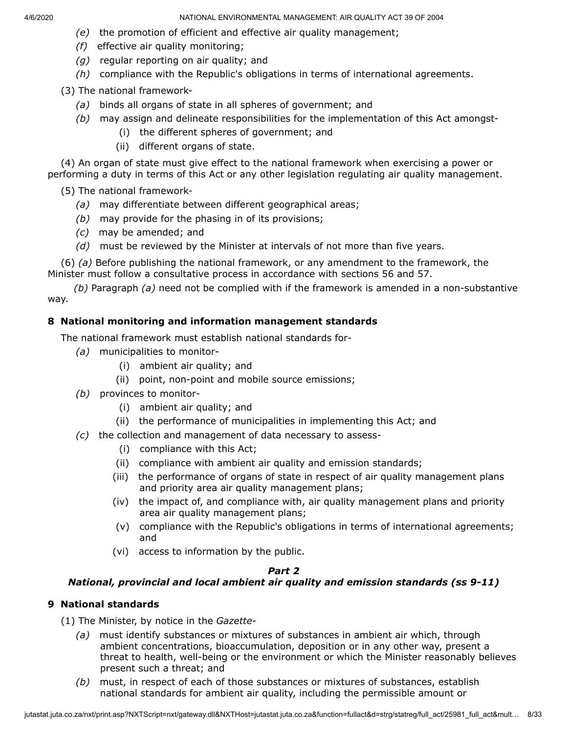*(e)* the promotion of efficient and effective air quality management;

*(f)* effective air quality monitoring;

*(g)* regular reporting on air quality; and

*(h)* compliance with the Republic's obligations in terms of international agreements.

(3) The national framework-

*(a)* binds all organs of state in all spheres of government; and

*(b)* may assign and delineate responsibilities for the implementation of this Act amongst-

(i) the different spheres of government; and

(ii) different organs of state.

(4) An organ of state must give effect to the national framework when exercising a power or performing a duty in terms of this Act or any other legislation regulating air quality management.

(5) The national framework-

*(a)* may differentiate between different geographical areas;

*(b)* may provide for the phasing in of its provisions;

*(c)* may be amended; and

*(d)* must be reviewed by the Minister at intervals of not more than five years.

(6) *(a)* Before publishing the national framework, or any amendment to the framework, the Minister must follow a consultative process in accordance with sections 56 and 57.

*(b)* Paragraph *(a)* need not be complied with if the framework is amended in a non-substantive way.

### 8 National monitoring and information management standards

The national framework must establish national standards for-

*(a)* municipalities to monitor-

(i) ambient air quality; and

(ii) point, non-point and mobile source emissions;

*(b)* provinces to monitor-

(i) ambient air quality; and

(ii) the performance of municipalities in implementing this Act; and

*(c)* the collection and management of data necessary to assess-

(i) compliance with this Act;

(ii) compliance with ambient air quality and emission standards;

(iii) the performance of organs of state in respect of air quality management plans and priority area air quality management plans;

(iv) the impact of, and compliance with, air quality management plans and priority area air quality management plans;

(v) compliance with the Republic's obligations in terms of international agreements; and

(vi) access to information by the public.

## *Part 2*
## *National, provincial and local ambient air quality and emission standards (ss 9-11)*

### 9 National standards

(1) The Minister, by notice in the *Gazette*-

*(a)* must identify substances or mixtures of substances in ambient air which, through ambient concentrations, bioaccumulation, deposition or in any other way, present a threat to health, well-being or the environment or which the Minister reasonably believes present such a threat; and

*(b)* must, in respect of each of those substances or mixtures of substances, establish national standards for ambient air quality, including the permissible amount or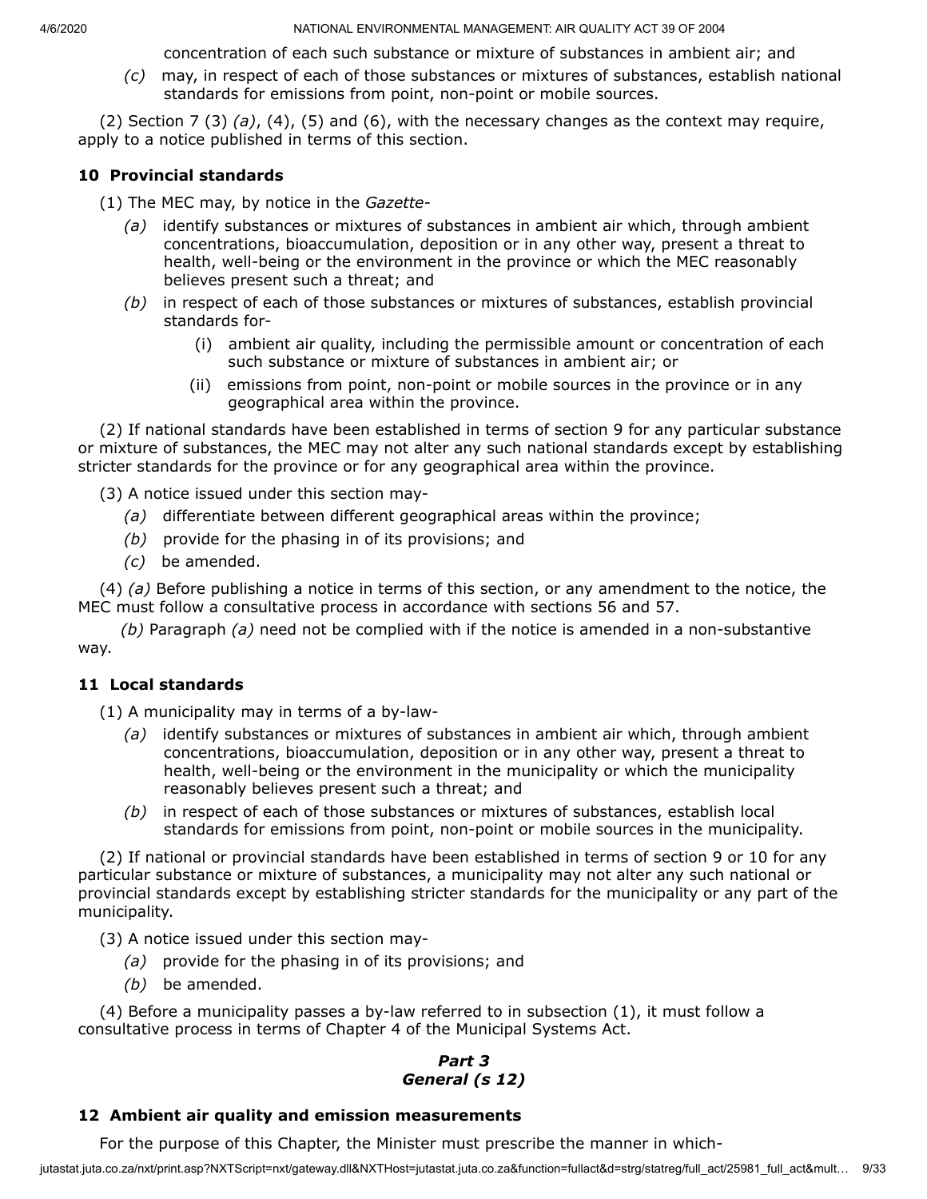concentration of each such substance or mixture of substances in ambient air; and

*(c)* may, in respect of each of those substances or mixtures of substances, establish national standards for emissions from point, non-point or mobile sources.

(2) Section 7 (3) *(a)*, (4), (5) and (6), with the necessary changes as the context may require, apply to a notice published in terms of this section.

### 10 Provincial standards

(1) The MEC may, by notice in the *Gazette*-

*(a)* identify substances or mixtures of substances in ambient air which, through ambient concentrations, bioaccumulation, deposition or in any other way, present a threat to health, well-being or the environment in the province or which the MEC reasonably believes present such a threat; and

*(b)* in respect of each of those substances or mixtures of substances, establish provincial standards for-

(i) ambient air quality, including the permissible amount or concentration of each such substance or mixture of substances in ambient air; or

(ii) emissions from point, non-point or mobile sources in the province or in any geographical area within the province.

(2) If national standards have been established in terms of section 9 for any particular substance or mixture of substances, the MEC may not alter any such national standards except by establishing stricter standards for the province or for any geographical area within the province.

(3) A notice issued under this section may-

*(a)* differentiate between different geographical areas within the province;

*(b)* provide for the phasing in of its provisions; and

*(c)* be amended.

(4) *(a)* Before publishing a notice in terms of this section, or any amendment to the notice, the MEC must follow a consultative process in accordance with sections 56 and 57.

*(b)* Paragraph *(a)* need not be complied with if the notice is amended in a non-substantive way.

### 11 Local standards

(1) A municipality may in terms of a by-law-

*(a)* identify substances or mixtures of substances in ambient air which, through ambient concentrations, bioaccumulation, deposition or in any other way, present a threat to health, well-being or the environment in the municipality or which the municipality reasonably believes present such a threat; and

*(b)* in respect of each of those substances or mixtures of substances, establish local standards for emissions from point, non-point or mobile sources in the municipality.

(2) If national or provincial standards have been established in terms of section 9 or 10 for any particular substance or mixture of substances, a municipality may not alter any such national or provincial standards except by establishing stricter standards for the municipality or any part of the municipality.

(3) A notice issued under this section may-

*(a)* provide for the phasing in of its provisions; and

*(b)* be amended.

(4) Before a municipality passes a by-law referred to in subsection (1), it must follow a consultative process in terms of Chapter 4 of the Municipal Systems Act.

## *Part 3*
## *General (s 12)*

### 12 Ambient air quality and emission measurements

For the purpose of this Chapter, the Minister must prescribe the manner in which-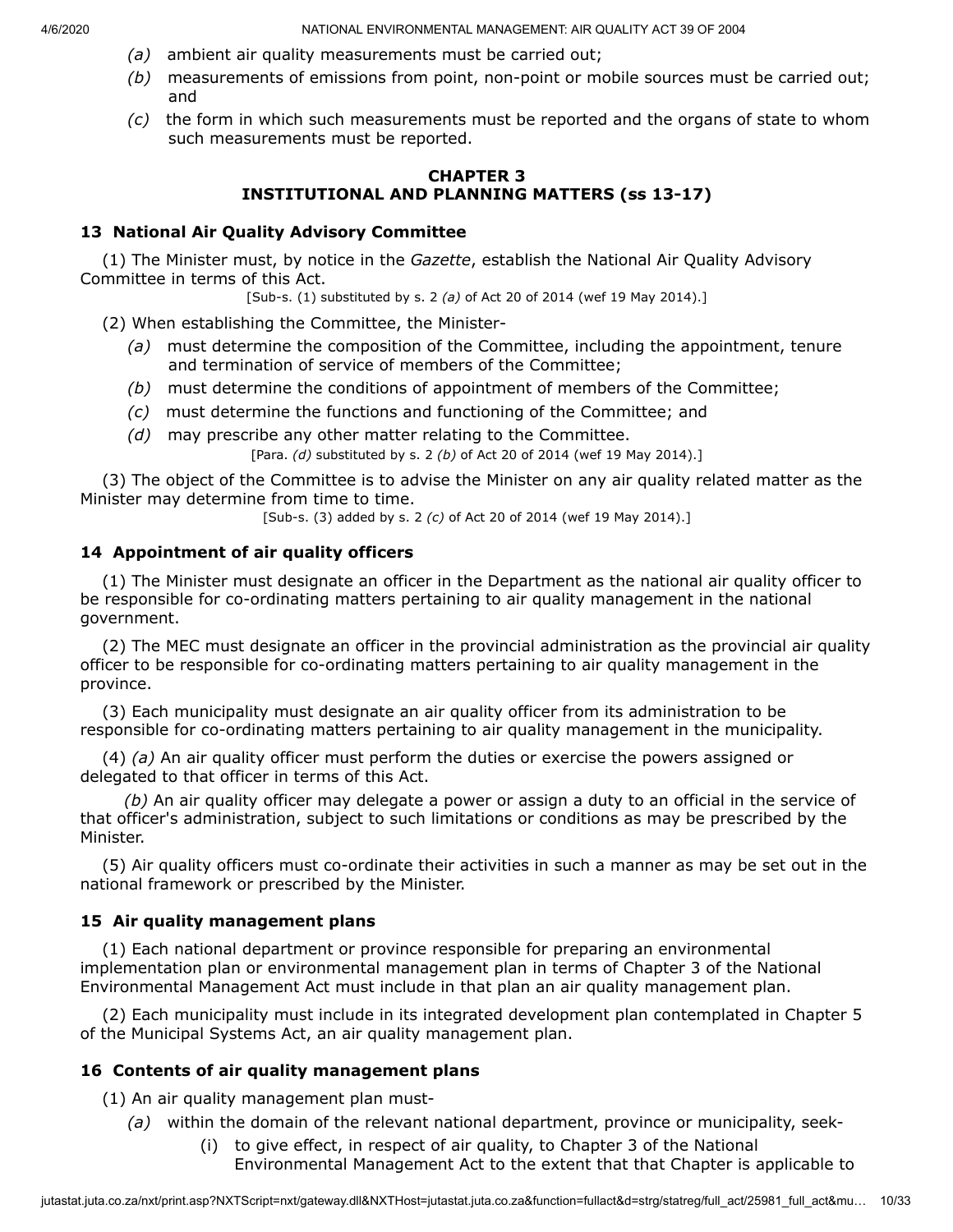*(a)* ambient air quality measurements must be carried out;

*(b)* measurements of emissions from point, non-point or mobile sources must be carried out; and

*(c)* the form in which such measurements must be reported and the organs of state to whom such measurements must be reported.

## CHAPTER 3
## INSTITUTIONAL AND PLANNING MATTERS (ss 13-17)

### 13 National Air Quality Advisory Committee

(1) The Minister must, by notice in the *Gazette*, establish the National Air Quality Advisory Committee in terms of this Act.

[Sub-s. (1) substituted by s. 2 *(a)* of Act 20 of 2014 (wef 19 May 2014).]

(2) When establishing the Committee, the Minister-

*(a)* must determine the composition of the Committee, including the appointment, tenure and termination of service of members of the Committee;

*(b)* must determine the conditions of appointment of members of the Committee;

*(c)* must determine the functions and functioning of the Committee; and

*(d)* may prescribe any other matter relating to the Committee.

[Para. *(d)* substituted by s. 2 *(b)* of Act 20 of 2014 (wef 19 May 2014).]

(3) The object of the Committee is to advise the Minister on any air quality related matter as the Minister may determine from time to time.

[Sub-s. (3) added by s. 2 *(c)* of Act 20 of 2014 (wef 19 May 2014).]

### 14 Appointment of air quality officers

(1) The Minister must designate an officer in the Department as the national air quality officer to be responsible for co-ordinating matters pertaining to air quality management in the national government.

(2) The MEC must designate an officer in the provincial administration as the provincial air quality officer to be responsible for co-ordinating matters pertaining to air quality management in the province.

(3) Each municipality must designate an air quality officer from its administration to be responsible for co-ordinating matters pertaining to air quality management in the municipality.

(4) *(a)* An air quality officer must perform the duties or exercise the powers assigned or delegated to that officer in terms of this Act.

*(b)* An air quality officer may delegate a power or assign a duty to an official in the service of that officer's administration, subject to such limitations or conditions as may be prescribed by the Minister.

(5) Air quality officers must co-ordinate their activities in such a manner as may be set out in the national framework or prescribed by the Minister.

### 15 Air quality management plans

(1) Each national department or province responsible for preparing an environmental implementation plan or environmental management plan in terms of Chapter 3 of the National Environmental Management Act must include in that plan an air quality management plan.

(2) Each municipality must include in its integrated development plan contemplated in Chapter 5 of the Municipal Systems Act, an air quality management plan.

### 16 Contents of air quality management plans

(1) An air quality management plan must-

*(a)* within the domain of the relevant national department, province or municipality, seek-

(i) to give effect, in respect of air quality, to Chapter 3 of the National Environmental Management Act to the extent that that Chapter is applicable to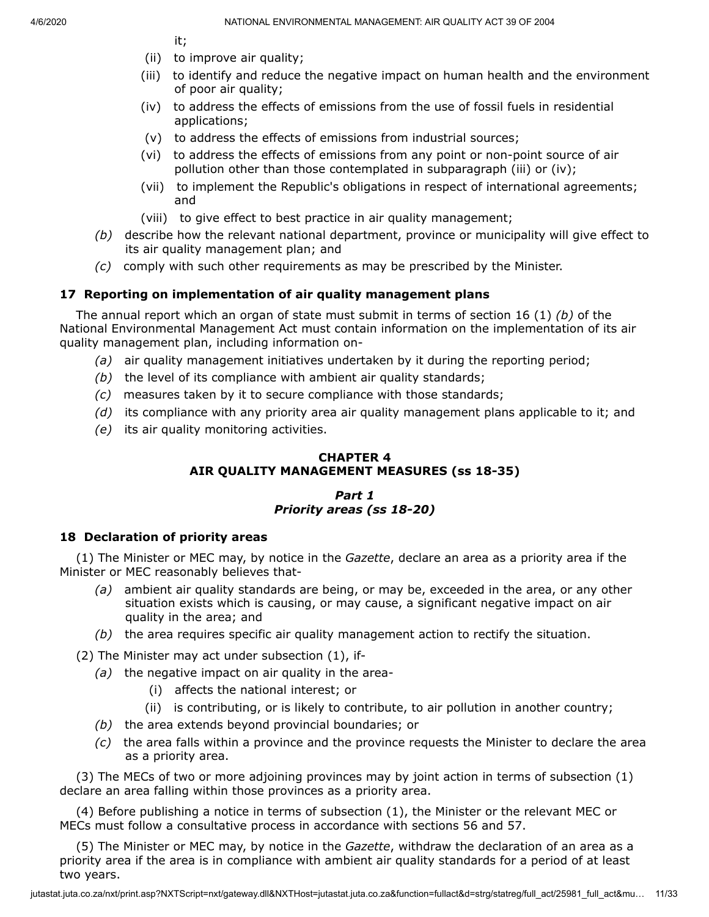it;

- (ii) to improve air quality;
- (iii) to identify and reduce the negative impact on human health and the environment of poor air quality;
- (iv) to address the effects of emissions from the use of fossil fuels in residential applications;
- (v) to address the effects of emissions from industrial sources;
- (vi) to address the effects of emissions from any point or non-point source of air pollution other than those contemplated in subparagraph (iii) or (iv);
- (vii) to implement the Republic's obligations in respect of international agreements; and
- (viii) to give effect to best practice in air quality management;

*(b)* describe how the relevant national department, province or municipality will give effect to its air quality management plan; and

*(c)* comply with such other requirements as may be prescribed by the Minister.

### 17 Reporting on implementation of air quality management plans

The annual report which an organ of state must submit in terms of section 16 (1) *(b)* of the National Environmental Management Act must contain information on the implementation of its air quality management plan, including information on-

*(a)* air quality management initiatives undertaken by it during the reporting period;

*(b)* the level of its compliance with ambient air quality standards;

*(c)* measures taken by it to secure compliance with those standards;

*(d)* its compliance with any priority area air quality management plans applicable to it; and

*(e)* its air quality monitoring activities.

## CHAPTER 4
## AIR QUALITY MANAGEMENT MEASURES (ss 18-35)

### *Part 1*
### *Priority areas (ss 18-20)*

### 18 Declaration of priority areas

(1) The Minister or MEC may, by notice in the *Gazette*, declare an area as a priority area if the Minister or MEC reasonably believes that-

*(a)* ambient air quality standards are being, or may be, exceeded in the area, or any other situation exists which is causing, or may cause, a significant negative impact on air quality in the area; and

*(b)* the area requires specific air quality management action to rectify the situation.

(2) The Minister may act under subsection (1), if-

*(a)* the negative impact on air quality in the area-

- (i) affects the national interest; or
- (ii) is contributing, or is likely to contribute, to air pollution in another country;

*(b)* the area extends beyond provincial boundaries; or

*(c)* the area falls within a province and the province requests the Minister to declare the area as a priority area.

(3) The MECs of two or more adjoining provinces may by joint action in terms of subsection (1) declare an area falling within those provinces as a priority area.

(4) Before publishing a notice in terms of subsection (1), the Minister or the relevant MEC or MECs must follow a consultative process in accordance with sections 56 and 57.

(5) The Minister or MEC may, by notice in the *Gazette*, withdraw the declaration of an area as a priority area if the area is in compliance with ambient air quality standards for a period of at least two years.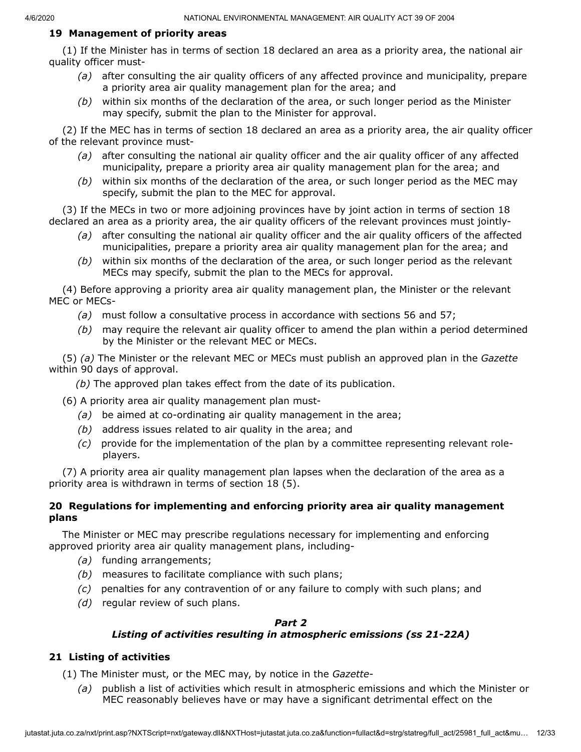### 19 Management of priority areas

(1) If the Minister has in terms of section 18 declared an area as a priority area, the national air quality officer must-

*(a)* after consulting the air quality officers of any affected province and municipality, prepare a priority area air quality management plan for the area; and

*(b)* within six months of the declaration of the area, or such longer period as the Minister may specify, submit the plan to the Minister for approval.

(2) If the MEC has in terms of section 18 declared an area as a priority area, the air quality officer of the relevant province must-

*(a)* after consulting the national air quality officer and the air quality officer of any affected municipality, prepare a priority area air quality management plan for the area; and

*(b)* within six months of the declaration of the area, or such longer period as the MEC may specify, submit the plan to the MEC for approval.

(3) If the MECs in two or more adjoining provinces have by joint action in terms of section 18 declared an area as a priority area, the air quality officers of the relevant provinces must jointly-

*(a)* after consulting the national air quality officer and the air quality officers of the affected municipalities, prepare a priority area air quality management plan for the area; and

*(b)* within six months of the declaration of the area, or such longer period as the relevant MECs may specify, submit the plan to the MECs for approval.

(4) Before approving a priority area air quality management plan, the Minister or the relevant MEC or MECs-

*(a)* must follow a consultative process in accordance with sections 56 and 57;

*(b)* may require the relevant air quality officer to amend the plan within a period determined by the Minister or the relevant MEC or MECs.

(5) *(a)* The Minister or the relevant MEC or MECs must publish an approved plan in the *Gazette* within 90 days of approval.

*(b)* The approved plan takes effect from the date of its publication.

(6) A priority area air quality management plan must-

*(a)* be aimed at co-ordinating air quality management in the area;

*(b)* address issues related to air quality in the area; and

*(c)* provide for the implementation of the plan by a committee representing relevant role-players.

(7) A priority area air quality management plan lapses when the declaration of the area as a priority area is withdrawn in terms of section 18 (5).

### 20 Regulations for implementing and enforcing priority area air quality management plans

The Minister or MEC may prescribe regulations necessary for implementing and enforcing approved priority area air quality management plans, including-

*(a)* funding arrangements;

*(b)* measures to facilitate compliance with such plans;

*(c)* penalties for any contravention of or any failure to comply with such plans; and

*(d)* regular review of such plans.

## *Part 2*
## *Listing of activities resulting in atmospheric emissions (ss 21-22A)*

### 21 Listing of activities

(1) The Minister must, or the MEC may, by notice in the *Gazette*-

*(a)* publish a list of activities which result in atmospheric emissions and which the Minister or MEC reasonably believes have or may have a significant detrimental effect on the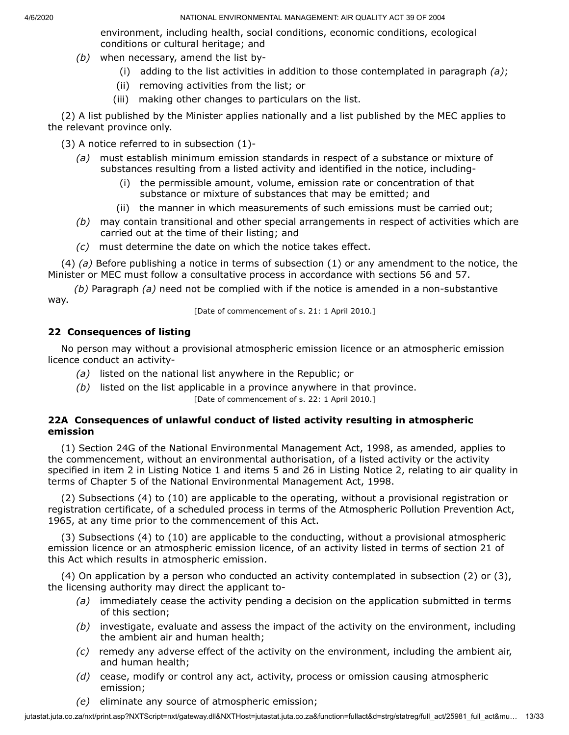environment, including health, social conditions, economic conditions, ecological conditions or cultural heritage; and

*(b)* when necessary, amend the list by-

(i) adding to the list activities in addition to those contemplated in paragraph *(a)*;

(ii) removing activities from the list; or

(iii) making other changes to particulars on the list.

(2) A list published by the Minister applies nationally and a list published by the MEC applies to the relevant province only.

(3) A notice referred to in subsection (1)-

*(a)* must establish minimum emission standards in respect of a substance or mixture of substances resulting from a listed activity and identified in the notice, including-

(i) the permissible amount, volume, emission rate or concentration of that substance or mixture of substances that may be emitted; and

(ii) the manner in which measurements of such emissions must be carried out;

*(b)* may contain transitional and other special arrangements in respect of activities which are carried out at the time of their listing; and

*(c)* must determine the date on which the notice takes effect.

(4) *(a)* Before publishing a notice in terms of subsection (1) or any amendment to the notice, the Minister or MEC must follow a consultative process in accordance with sections 56 and 57.

*(b)* Paragraph *(a)* need not be complied with if the notice is amended in a non-substantive way.

[Date of commencement of s. 21: 1 April 2010.]

### 22 Consequences of listing

No person may without a provisional atmospheric emission licence or an atmospheric emission licence conduct an activity-

*(a)* listed on the national list anywhere in the Republic; or

*(b)* listed on the list applicable in a province anywhere in that province.

[Date of commencement of s. 22: 1 April 2010.]

### 22A Consequences of unlawful conduct of listed activity resulting in atmospheric emission

(1) Section 24G of the National Environmental Management Act, 1998, as amended, applies to the commencement, without an environmental authorisation, of a listed activity or the activity specified in item 2 in Listing Notice 1 and items 5 and 26 in Listing Notice 2, relating to air quality in terms of Chapter 5 of the National Environmental Management Act, 1998.

(2) Subsections (4) to (10) are applicable to the operating, without a provisional registration or registration certificate, of a scheduled process in terms of the Atmospheric Pollution Prevention Act, 1965, at any time prior to the commencement of this Act.

(3) Subsections (4) to (10) are applicable to the conducting, without a provisional atmospheric emission licence or an atmospheric emission licence, of an activity listed in terms of section 21 of this Act which results in atmospheric emission.

(4) On application by a person who conducted an activity contemplated in subsection (2) or (3), the licensing authority may direct the applicant to-

*(a)* immediately cease the activity pending a decision on the application submitted in terms of this section;

*(b)* investigate, evaluate and assess the impact of the activity on the environment, including the ambient air and human health;

*(c)* remedy any adverse effect of the activity on the environment, including the ambient air, and human health;

*(d)* cease, modify or control any act, activity, process or omission causing atmospheric emission;

*(e)* eliminate any source of atmospheric emission;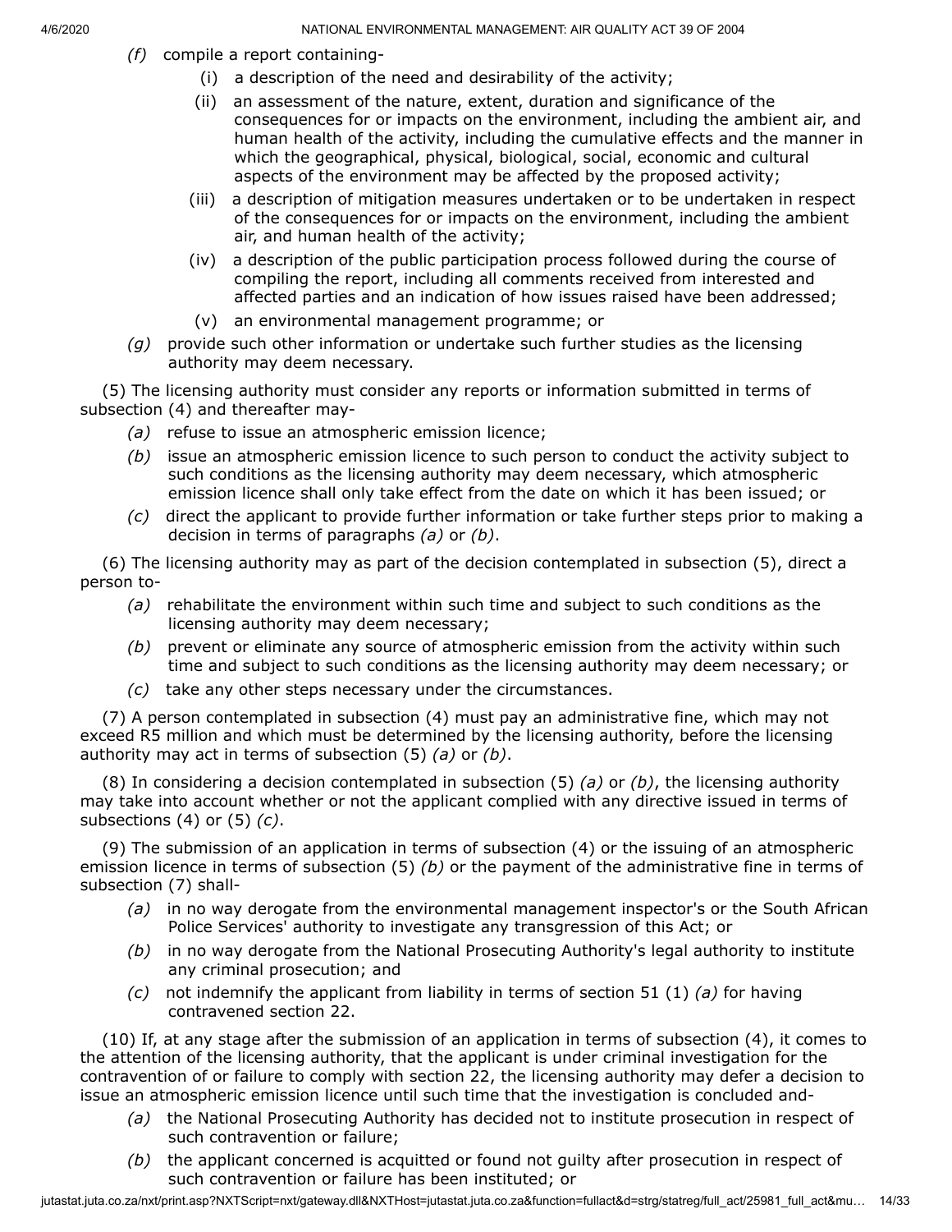*(f)* compile a report containing-

(i) a description of the need and desirability of the activity;

(ii) an assessment of the nature, extent, duration and significance of the consequences for or impacts on the environment, including the ambient air, and human health of the activity, including the cumulative effects and the manner in which the geographical, physical, biological, social, economic and cultural aspects of the environment may be affected by the proposed activity;

(iii) a description of mitigation measures undertaken or to be undertaken in respect of the consequences for or impacts on the environment, including the ambient air, and human health of the activity;

(iv) a description of the public participation process followed during the course of compiling the report, including all comments received from interested and affected parties and an indication of how issues raised have been addressed;

(v) an environmental management programme; or

*(g)* provide such other information or undertake such further studies as the licensing authority may deem necessary.

(5) The licensing authority must consider any reports or information submitted in terms of subsection (4) and thereafter may-

*(a)* refuse to issue an atmospheric emission licence;

*(b)* issue an atmospheric emission licence to such person to conduct the activity subject to such conditions as the licensing authority may deem necessary, which atmospheric emission licence shall only take effect from the date on which it has been issued; or

*(c)* direct the applicant to provide further information or take further steps prior to making a decision in terms of paragraphs *(a)* or *(b)*.

(6) The licensing authority may as part of the decision contemplated in subsection (5), direct a person to-

*(a)* rehabilitate the environment within such time and subject to such conditions as the licensing authority may deem necessary;

*(b)* prevent or eliminate any source of atmospheric emission from the activity within such time and subject to such conditions as the licensing authority may deem necessary; or

*(c)* take any other steps necessary under the circumstances.

(7) A person contemplated in subsection (4) must pay an administrative fine, which may not exceed R5 million and which must be determined by the licensing authority, before the licensing authority may act in terms of subsection (5) *(a)* or *(b)*.

(8) In considering a decision contemplated in subsection (5) *(a)* or *(b)*, the licensing authority may take into account whether or not the applicant complied with any directive issued in terms of subsections (4) or (5) *(c)*.

(9) The submission of an application in terms of subsection (4) or the issuing of an atmospheric emission licence in terms of subsection (5) *(b)* or the payment of the administrative fine in terms of subsection (7) shall-

*(a)* in no way derogate from the environmental management inspector's or the South African Police Services' authority to investigate any transgression of this Act; or

*(b)* in no way derogate from the National Prosecuting Authority's legal authority to institute any criminal prosecution; and

*(c)* not indemnify the applicant from liability in terms of section 51 (1) *(a)* for having contravened section 22.

(10) If, at any stage after the submission of an application in terms of subsection (4), it comes to the attention of the licensing authority, that the applicant is under criminal investigation for the contravention of or failure to comply with section 22, the licensing authority may defer a decision to issue an atmospheric emission licence until such time that the investigation is concluded and-

*(a)* the National Prosecuting Authority has decided not to institute prosecution in respect of such contravention or failure;

*(b)* the applicant concerned is acquitted or found not guilty after prosecution in respect of such contravention or failure has been instituted; or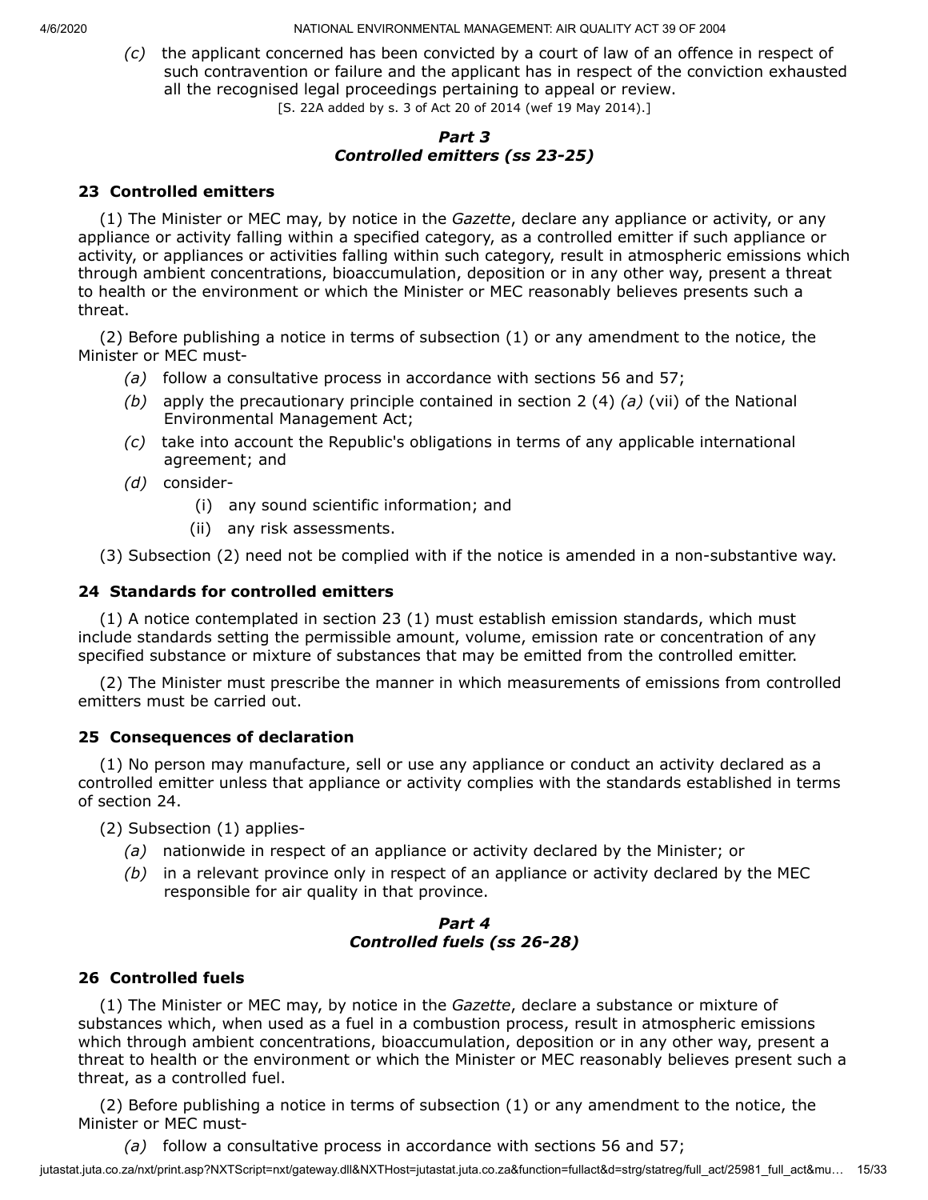*(c)* the applicant concerned has been convicted by a court of law of an offence in respect of such contravention or failure and the applicant has in respect of the conviction exhausted all the recognised legal proceedings pertaining to appeal or review.

[S. 22A added by s. 3 of Act 20 of 2014 (wef 19 May 2014).]

## *Part 3*
## *Controlled emitters (ss 23-25)*

### 23 Controlled emitters

(1) The Minister or MEC may, by notice in the *Gazette*, declare any appliance or activity, or any appliance or activity falling within a specified category, as a controlled emitter if such appliance or activity, or appliances or activities falling within such category, result in atmospheric emissions which through ambient concentrations, bioaccumulation, deposition or in any other way, present a threat to health or the environment or which the Minister or MEC reasonably believes presents such a threat.

(2) Before publishing a notice in terms of subsection (1) or any amendment to the notice, the Minister or MEC must-

*(a)* follow a consultative process in accordance with sections 56 and 57;

*(b)* apply the precautionary principle contained in section 2 (4) *(a)* (vii) of the National Environmental Management Act;

*(c)* take into account the Republic's obligations in terms of any applicable international agreement; and

*(d)* consider-

(i) any sound scientific information; and

(ii) any risk assessments.

(3) Subsection (2) need not be complied with if the notice is amended in a non-substantive way.

### 24 Standards for controlled emitters

(1) A notice contemplated in section 23 (1) must establish emission standards, which must include standards setting the permissible amount, volume, emission rate or concentration of any specified substance or mixture of substances that may be emitted from the controlled emitter.

(2) The Minister must prescribe the manner in which measurements of emissions from controlled emitters must be carried out.

### 25 Consequences of declaration

(1) No person may manufacture, sell or use any appliance or conduct an activity declared as a controlled emitter unless that appliance or activity complies with the standards established in terms of section 24.

(2) Subsection (1) applies-

*(a)* nationwide in respect of an appliance or activity declared by the Minister; or

*(b)* in a relevant province only in respect of an appliance or activity declared by the MEC responsible for air quality in that province.

## *Part 4*
## *Controlled fuels (ss 26-28)*

### 26 Controlled fuels

(1) The Minister or MEC may, by notice in the *Gazette*, declare a substance or mixture of substances which, when used as a fuel in a combustion process, result in atmospheric emissions which through ambient concentrations, bioaccumulation, deposition or in any other way, present a threat to health or the environment or which the Minister or MEC reasonably believes present such a threat, as a controlled fuel.

(2) Before publishing a notice in terms of subsection (1) or any amendment to the notice, the Minister or MEC must-

*(a)* follow a consultative process in accordance with sections 56 and 57;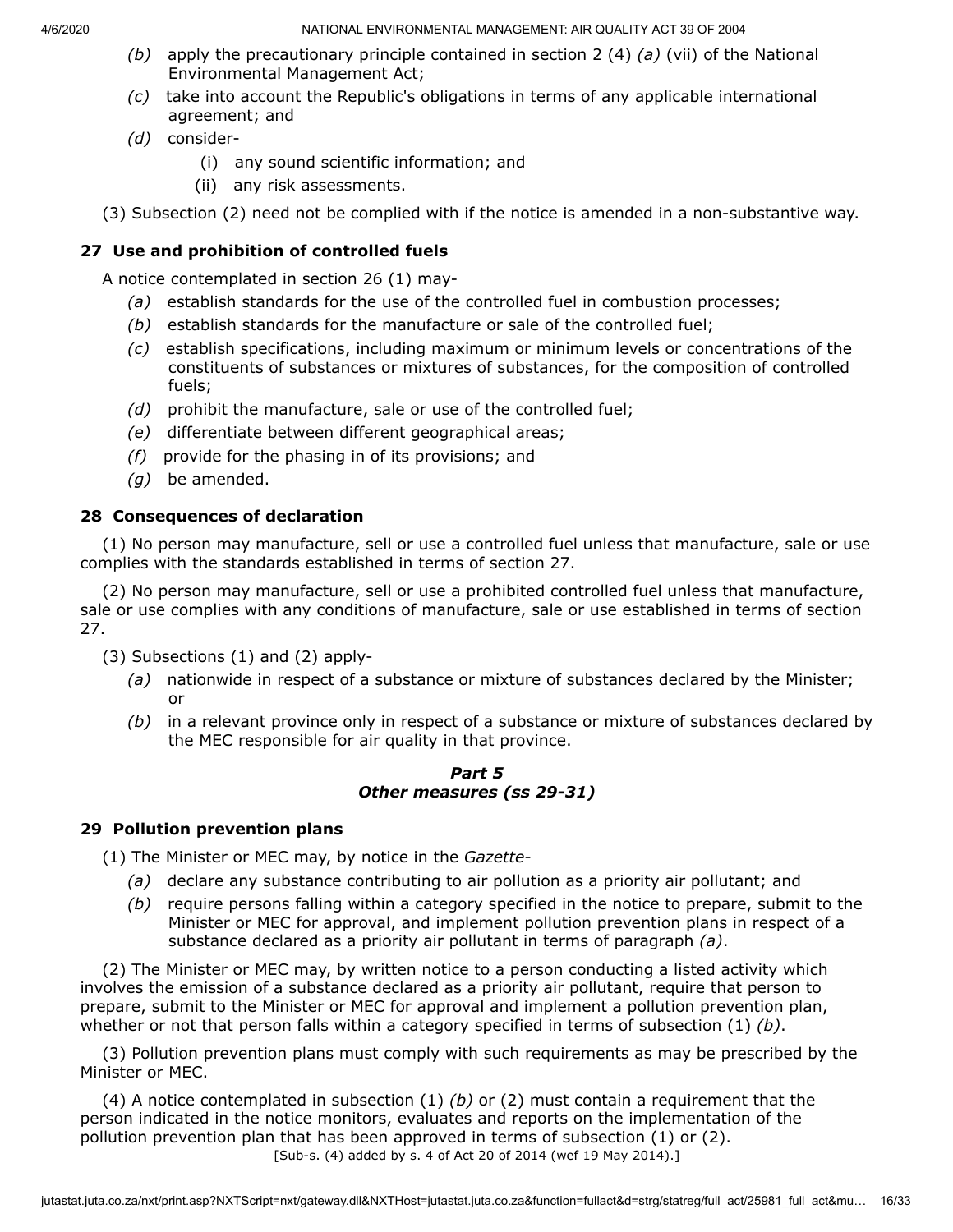*(b)* apply the precautionary principle contained in section 2 (4) *(a)* (vii) of the National Environmental Management Act;

*(c)* take into account the Republic's obligations in terms of any applicable international agreement; and

*(d)* consider-

(i) any sound scientific information; and

(ii) any risk assessments.

(3) Subsection (2) need not be complied with if the notice is amended in a non-substantive way.

### 27 Use and prohibition of controlled fuels

A notice contemplated in section 26 (1) may-

*(a)* establish standards for the use of the controlled fuel in combustion processes;

*(b)* establish standards for the manufacture or sale of the controlled fuel;

*(c)* establish specifications, including maximum or minimum levels or concentrations of the constituents of substances or mixtures of substances, for the composition of controlled fuels;

*(d)* prohibit the manufacture, sale or use of the controlled fuel;

*(e)* differentiate between different geographical areas;

*(f)* provide for the phasing in of its provisions; and

*(g)* be amended.

### 28 Consequences of declaration

(1) No person may manufacture, sell or use a controlled fuel unless that manufacture, sale or use complies with the standards established in terms of section 27.

(2) No person may manufacture, sell or use a prohibited controlled fuel unless that manufacture, sale or use complies with any conditions of manufacture, sale or use established in terms of section 27.

(3) Subsections (1) and (2) apply-

*(a)* nationwide in respect of a substance or mixture of substances declared by the Minister; or

*(b)* in a relevant province only in respect of a substance or mixture of substances declared by the MEC responsible for air quality in that province.

## *Part 5*
## *Other measures (ss 29-31)*

### 29 Pollution prevention plans

(1) The Minister or MEC may, by notice in the *Gazette*-

*(a)* declare any substance contributing to air pollution as a priority air pollutant; and

*(b)* require persons falling within a category specified in the notice to prepare, submit to the Minister or MEC for approval, and implement pollution prevention plans in respect of a substance declared as a priority air pollutant in terms of paragraph *(a)*.

(2) The Minister or MEC may, by written notice to a person conducting a listed activity which involves the emission of a substance declared as a priority air pollutant, require that person to prepare, submit to the Minister or MEC for approval and implement a pollution prevention plan, whether or not that person falls within a category specified in terms of subsection (1) *(b)*.

(3) Pollution prevention plans must comply with such requirements as may be prescribed by the Minister or MEC.

(4) A notice contemplated in subsection (1) *(b)* or (2) must contain a requirement that the person indicated in the notice monitors, evaluates and reports on the implementation of the pollution prevention plan that has been approved in terms of subsection (1) or (2).

[Sub-s. (4) added by s. 4 of Act 20 of 2014 (wef 19 May 2014).]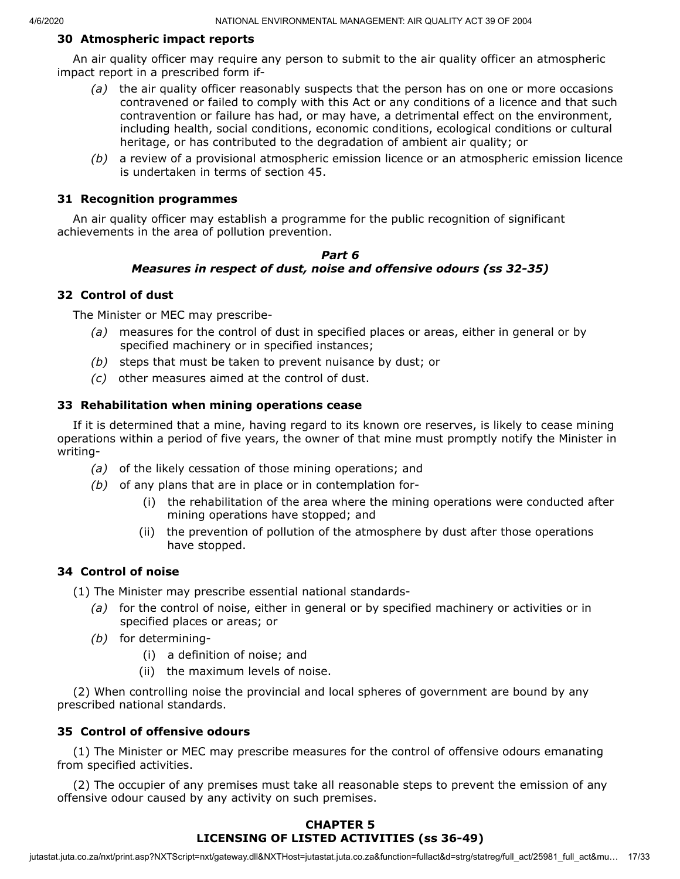### 30 Atmospheric impact reports

An air quality officer may require any person to submit to the air quality officer an atmospheric impact report in a prescribed form if-

*(a)* the air quality officer reasonably suspects that the person has on one or more occasions contravened or failed to comply with this Act or any conditions of a licence and that such contravention or failure has had, or may have, a detrimental effect on the environment, including health, social conditions, economic conditions, ecological conditions or cultural heritage, or has contributed to the degradation of ambient air quality; or

*(b)* a review of a provisional atmospheric emission licence or an atmospheric emission licence is undertaken in terms of section 45.

### 31 Recognition programmes

An air quality officer may establish a programme for the public recognition of significant achievements in the area of pollution prevention.

## *Part 6*
## *Measures in respect of dust, noise and offensive odours (ss 32-35)*

### 32 Control of dust

The Minister or MEC may prescribe-

*(a)* measures for the control of dust in specified places or areas, either in general or by specified machinery or in specified instances;

*(b)* steps that must be taken to prevent nuisance by dust; or

*(c)* other measures aimed at the control of dust.

### 33 Rehabilitation when mining operations cease

If it is determined that a mine, having regard to its known ore reserves, is likely to cease mining operations within a period of five years, the owner of that mine must promptly notify the Minister in writing-

*(a)* of the likely cessation of those mining operations; and

*(b)* of any plans that are in place or in contemplation for-

(i) the rehabilitation of the area where the mining operations were conducted after mining operations have stopped; and

(ii) the prevention of pollution of the atmosphere by dust after those operations have stopped.

### 34 Control of noise

(1) The Minister may prescribe essential national standards-

*(a)* for the control of noise, either in general or by specified machinery or activities or in specified places or areas; or

*(b)* for determining-

(i) a definition of noise; and

(ii) the maximum levels of noise.

(2) When controlling noise the provincial and local spheres of government are bound by any prescribed national standards.

### 35 Control of offensive odours

(1) The Minister or MEC may prescribe measures for the control of offensive odours emanating from specified activities.

(2) The occupier of any premises must take all reasonable steps to prevent the emission of any offensive odour caused by any activity on such premises.

## CHAPTER 5
## LICENSING OF LISTED ACTIVITIES (ss 36-49)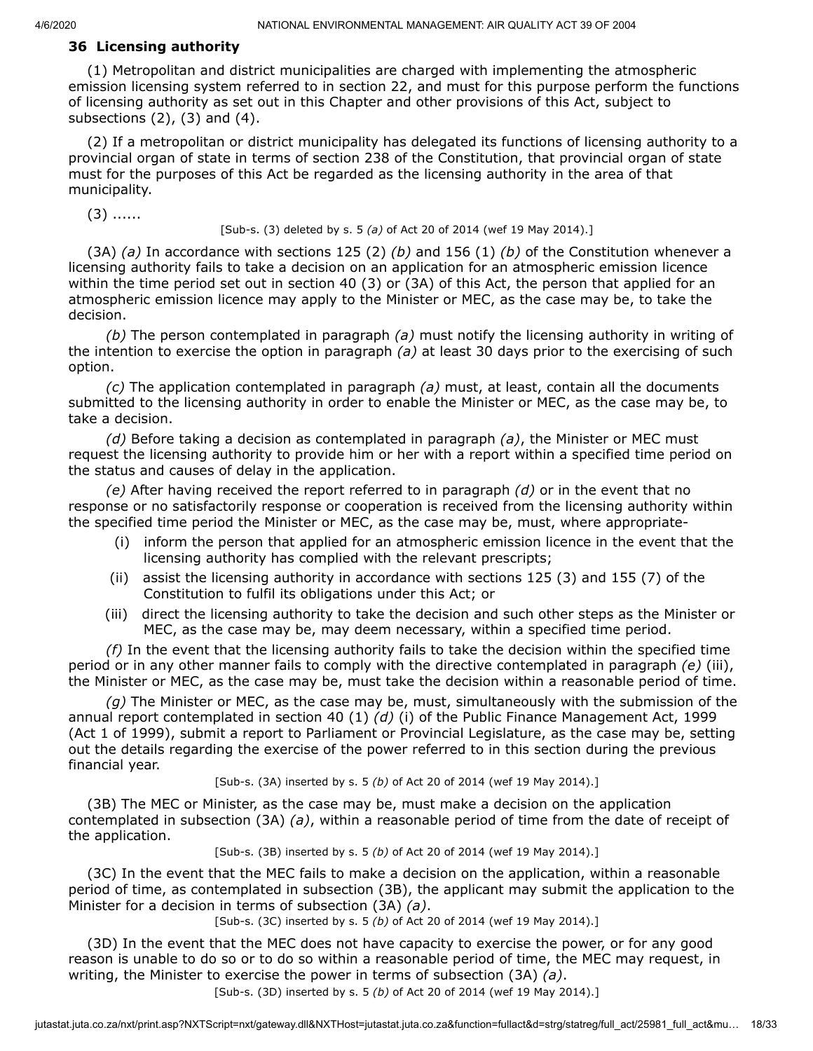### 36 Licensing authority

(1) Metropolitan and district municipalities are charged with implementing the atmospheric emission licensing system referred to in section 22, and must for this purpose perform the functions of licensing authority as set out in this Chapter and other provisions of this Act, subject to subsections (2), (3) and (4).

(2) If a metropolitan or district municipality has delegated its functions of licensing authority to a provincial organ of state in terms of section 238 of the Constitution, that provincial organ of state must for the purposes of this Act be regarded as the licensing authority in the area of that municipality.

(3) ......

[Sub-s. (3) deleted by s. 5 *(a)* of Act 20 of 2014 (wef 19 May 2014).]

(3A) *(a)* In accordance with sections 125 (2) *(b)* and 156 (1) *(b)* of the Constitution whenever a licensing authority fails to take a decision on an application for an atmospheric emission licence within the time period set out in section 40 (3) or (3A) of this Act, the person that applied for an atmospheric emission licence may apply to the Minister or MEC, as the case may be, to take the decision.

*(b)* The person contemplated in paragraph *(a)* must notify the licensing authority in writing of the intention to exercise the option in paragraph *(a)* at least 30 days prior to the exercising of such option.

*(c)* The application contemplated in paragraph *(a)* must, at least, contain all the documents submitted to the licensing authority in order to enable the Minister or MEC, as the case may be, to take a decision.

*(d)* Before taking a decision as contemplated in paragraph *(a)*, the Minister or MEC must request the licensing authority to provide him or her with a report within a specified time period on the status and causes of delay in the application.

*(e)* After having received the report referred to in paragraph *(d)* or in the event that no response or no satisfactorily response or cooperation is received from the licensing authority within the specified time period the Minister or MEC, as the case may be, must, where appropriate-

(i) inform the person that applied for an atmospheric emission licence in the event that the licensing authority has complied with the relevant prescripts;

(ii) assist the licensing authority in accordance with sections 125 (3) and 155 (7) of the Constitution to fulfil its obligations under this Act; or

(iii) direct the licensing authority to take the decision and such other steps as the Minister or MEC, as the case may be, may deem necessary, within a specified time period.

*(f)* In the event that the licensing authority fails to take the decision within the specified time period or in any other manner fails to comply with the directive contemplated in paragraph *(e)* (iii), the Minister or MEC, as the case may be, must take the decision within a reasonable period of time.

*(g)* The Minister or MEC, as the case may be, must, simultaneously with the submission of the annual report contemplated in section 40 (1) *(d)* (i) of the Public Finance Management Act, 1999 (Act 1 of 1999), submit a report to Parliament or Provincial Legislature, as the case may be, setting out the details regarding the exercise of the power referred to in this section during the previous financial year.

[Sub-s. (3A) inserted by s. 5 *(b)* of Act 20 of 2014 (wef 19 May 2014).]

(3B) The MEC or Minister, as the case may be, must make a decision on the application contemplated in subsection (3A) *(a)*, within a reasonable period of time from the date of receipt of the application.

[Sub-s. (3B) inserted by s. 5 *(b)* of Act 20 of 2014 (wef 19 May 2014).]

(3C) In the event that the MEC fails to make a decision on the application, within a reasonable period of time, as contemplated in subsection (3B), the applicant may submit the application to the Minister for a decision in terms of subsection (3A) *(a)*.

[Sub-s. (3C) inserted by s. 5 *(b)* of Act 20 of 2014 (wef 19 May 2014).]

(3D) In the event that the MEC does not have capacity to exercise the power, or for any good reason is unable to do so or to do so within a reasonable period of time, the MEC may request, in writing, the Minister to exercise the power in terms of subsection (3A) *(a)*.

[Sub-s. (3D) inserted by s. 5 *(b)* of Act 20 of 2014 (wef 19 May 2014).]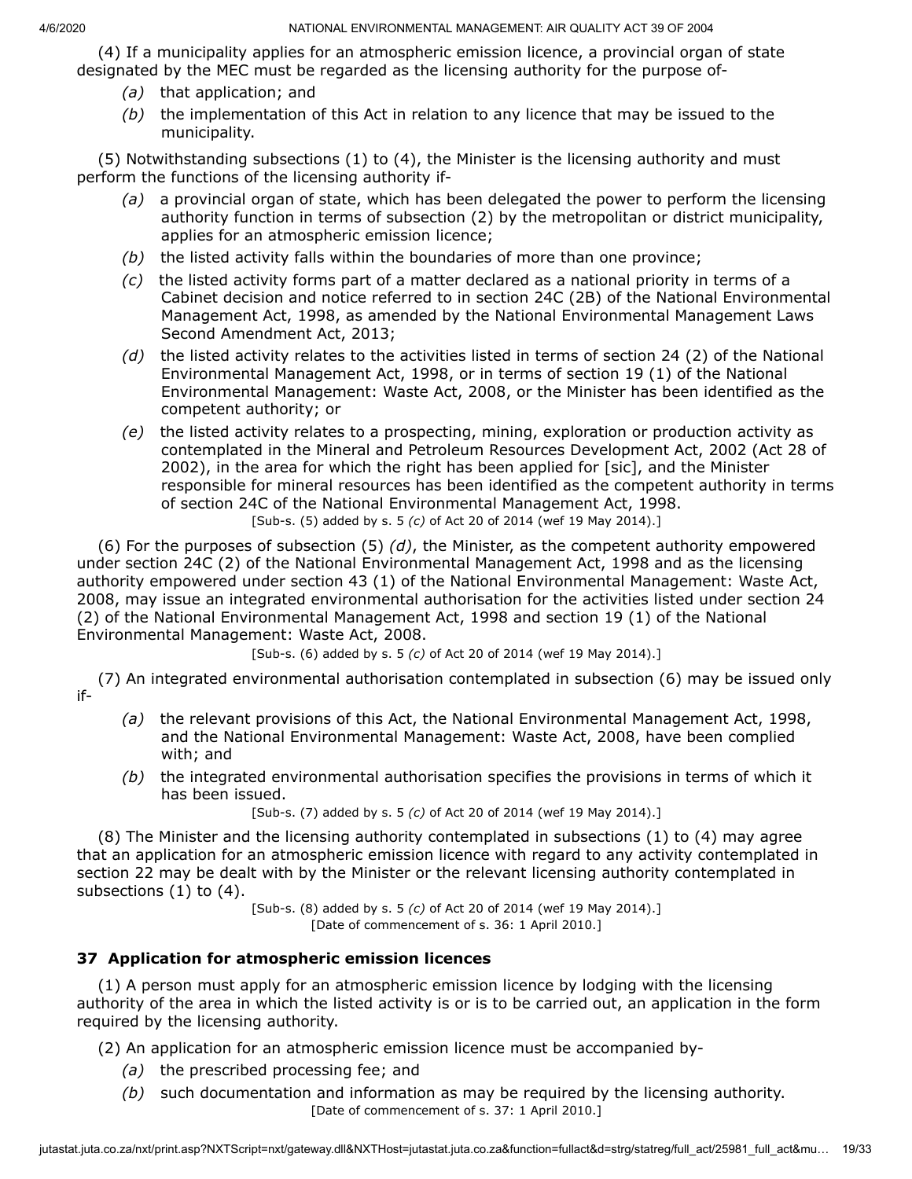(4) If a municipality applies for an atmospheric emission licence, a provincial organ of state designated by the MEC must be regarded as the licensing authority for the purpose of-

*(a)* that application; and

*(b)* the implementation of this Act in relation to any licence that may be issued to the municipality.

(5) Notwithstanding subsections (1) to (4), the Minister is the licensing authority and must perform the functions of the licensing authority if-

*(a)* a provincial organ of state, which has been delegated the power to perform the licensing authority function in terms of subsection (2) by the metropolitan or district municipality, applies for an atmospheric emission licence;

*(b)* the listed activity falls within the boundaries of more than one province;

*(c)* the listed activity forms part of a matter declared as a national priority in terms of a Cabinet decision and notice referred to in section 24C (2B) of the National Environmental Management Act, 1998, as amended by the National Environmental Management Laws Second Amendment Act, 2013;

*(d)* the listed activity relates to the activities listed in terms of section 24 (2) of the National Environmental Management Act, 1998, or in terms of section 19 (1) of the National Environmental Management: Waste Act, 2008, or the Minister has been identified as the competent authority; or

*(e)* the listed activity relates to a prospecting, mining, exploration or production activity as contemplated in the Mineral and Petroleum Resources Development Act, 2002 (Act 28 of 2002), in the area for which the right has been applied for [sic], and the Minister responsible for mineral resources has been identified as the competent authority in terms of section 24C of the National Environmental Management Act, 1998.

[Sub-s. (5) added by s. 5 *(c)* of Act 20 of 2014 (wef 19 May 2014).]

(6) For the purposes of subsection (5) *(d)*, the Minister, as the competent authority empowered under section 24C (2) of the National Environmental Management Act, 1998 and as the licensing authority empowered under section 43 (1) of the National Environmental Management: Waste Act, 2008, may issue an integrated environmental authorisation for the activities listed under section 24 (2) of the National Environmental Management Act, 1998 and section 19 (1) of the National Environmental Management: Waste Act, 2008.

[Sub-s. (6) added by s. 5 *(c)* of Act 20 of 2014 (wef 19 May 2014).]

(7) An integrated environmental authorisation contemplated in subsection (6) may be issued only if-

*(a)* the relevant provisions of this Act, the National Environmental Management Act, 1998, and the National Environmental Management: Waste Act, 2008, have been complied with; and

*(b)* the integrated environmental authorisation specifies the provisions in terms of which it has been issued.

[Sub-s. (7) added by s. 5 *(c)* of Act 20 of 2014 (wef 19 May 2014).]

(8) The Minister and the licensing authority contemplated in subsections (1) to (4) may agree that an application for an atmospheric emission licence with regard to any activity contemplated in section 22 may be dealt with by the Minister or the relevant licensing authority contemplated in subsections (1) to (4).

[Sub-s. (8) added by s. 5 *(c)* of Act 20 of 2014 (wef 19 May 2014).]
[Date of commencement of s. 36: 1 April 2010.]

### 37 Application for atmospheric emission licences

(1) A person must apply for an atmospheric emission licence by lodging with the licensing authority of the area in which the listed activity is or is to be carried out, an application in the form required by the licensing authority.

(2) An application for an atmospheric emission licence must be accompanied by-

*(a)* the prescribed processing fee; and

*(b)* such documentation and information as may be required by the licensing authority.

[Date of commencement of s. 37: 1 April 2010.]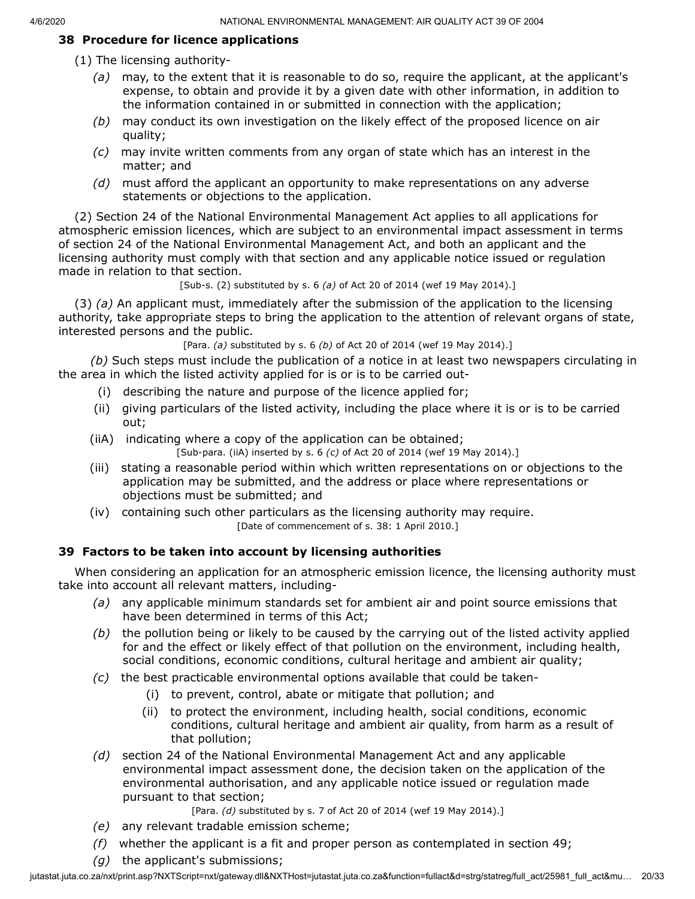### 38 Procedure for licence applications

(1) The licensing authority-

*(a)* may, to the extent that it is reasonable to do so, require the applicant, at the applicant's expense, to obtain and provide it by a given date with other information, in addition to the information contained in or submitted in connection with the application;

*(b)* may conduct its own investigation on the likely effect of the proposed licence on air quality;

*(c)* may invite written comments from any organ of state which has an interest in the matter; and

*(d)* must afford the applicant an opportunity to make representations on any adverse statements or objections to the application.

(2) Section 24 of the National Environmental Management Act applies to all applications for atmospheric emission licences, which are subject to an environmental impact assessment in terms of section 24 of the National Environmental Management Act, and both an applicant and the licensing authority must comply with that section and any applicable notice issued or regulation made in relation to that section.

[Sub-s. (2) substituted by s. 6 *(a)* of Act 20 of 2014 (wef 19 May 2014).]

(3) *(a)* An applicant must, immediately after the submission of the application to the licensing authority, take appropriate steps to bring the application to the attention of relevant organs of state, interested persons and the public.

[Para. *(a)* substituted by s. 6 *(b)* of Act 20 of 2014 (wef 19 May 2014).]

*(b)* Such steps must include the publication of a notice in at least two newspapers circulating in the area in which the listed activity applied for is or is to be carried out-

(i) describing the nature and purpose of the licence applied for;

(ii) giving particulars of the listed activity, including the place where it is or is to be carried out;

(iiA) indicating where a copy of the application can be obtained;

[Sub-para. (iiA) inserted by s. 6 *(c)* of Act 20 of 2014 (wef 19 May 2014).]

(iii) stating a reasonable period within which written representations on or objections to the application may be submitted, and the address or place where representations or objections must be submitted; and

(iv) containing such other particulars as the licensing authority may require.

[Date of commencement of s. 38: 1 April 2010.]

### 39 Factors to be taken into account by licensing authorities

When considering an application for an atmospheric emission licence, the licensing authority must take into account all relevant matters, including-

*(a)* any applicable minimum standards set for ambient air and point source emissions that have been determined in terms of this Act;

*(b)* the pollution being or likely to be caused by the carrying out of the listed activity applied for and the effect or likely effect of that pollution on the environment, including health, social conditions, economic conditions, cultural heritage and ambient air quality;

*(c)* the best practicable environmental options available that could be taken-

(i) to prevent, control, abate or mitigate that pollution; and

(ii) to protect the environment, including health, social conditions, economic conditions, cultural heritage and ambient air quality, from harm as a result of that pollution;

*(d)* section 24 of the National Environmental Management Act and any applicable environmental impact assessment done, the decision taken on the application of the environmental authorisation, and any applicable notice issued or regulation made pursuant to that section;

[Para. *(d)* substituted by s. 7 of Act 20 of 2014 (wef 19 May 2014).]

*(e)* any relevant tradable emission scheme;

*(f)* whether the applicant is a fit and proper person as contemplated in section 49;

*(g)* the applicant's submissions;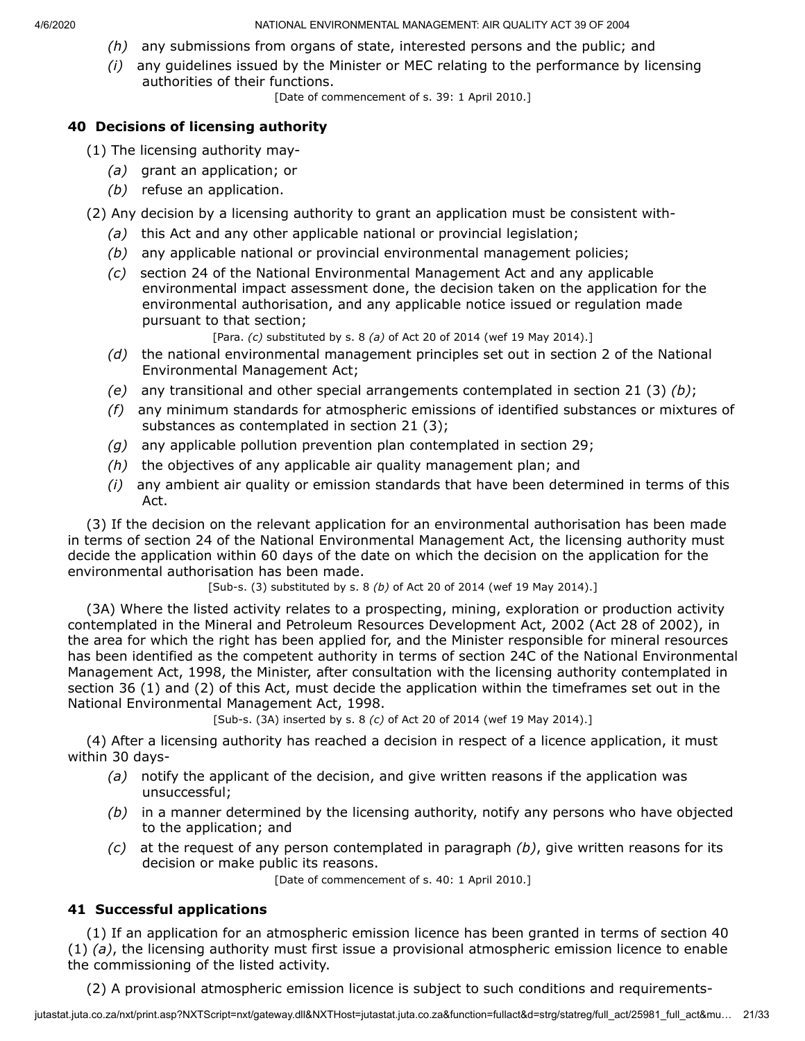*(h)* any submissions from organs of state, interested persons and the public; and

*(i)* any guidelines issued by the Minister or MEC relating to the performance by licensing authorities of their functions.

[Date of commencement of s. 39: 1 April 2010.]

### 40 Decisions of licensing authority

(1) The licensing authority may-

*(a)* grant an application; or

*(b)* refuse an application.

(2) Any decision by a licensing authority to grant an application must be consistent with-

*(a)* this Act and any other applicable national or provincial legislation;

*(b)* any applicable national or provincial environmental management policies;

*(c)* section 24 of the National Environmental Management Act and any applicable environmental impact assessment done, the decision taken on the application for the environmental authorisation, and any applicable notice issued or regulation made pursuant to that section;

[Para. *(c)* substituted by s. 8 *(a)* of Act 20 of 2014 (wef 19 May 2014).]

*(d)* the national environmental management principles set out in section 2 of the National Environmental Management Act;

*(e)* any transitional and other special arrangements contemplated in section 21 (3) *(b)*;

*(f)* any minimum standards for atmospheric emissions of identified substances or mixtures of substances as contemplated in section 21 (3);

*(g)* any applicable pollution prevention plan contemplated in section 29;

*(h)* the objectives of any applicable air quality management plan; and

*(i)* any ambient air quality or emission standards that have been determined in terms of this Act.

(3) If the decision on the relevant application for an environmental authorisation has been made in terms of section 24 of the National Environmental Management Act, the licensing authority must decide the application within 60 days of the date on which the decision on the application for the environmental authorisation has been made.

[Sub-s. (3) substituted by s. 8 *(b)* of Act 20 of 2014 (wef 19 May 2014).]

(3A) Where the listed activity relates to a prospecting, mining, exploration or production activity contemplated in the Mineral and Petroleum Resources Development Act, 2002 (Act 28 of 2002), in the area for which the right has been applied for, and the Minister responsible for mineral resources has been identified as the competent authority in terms of section 24C of the National Environmental Management Act, 1998, the Minister, after consultation with the licensing authority contemplated in section 36 (1) and (2) of this Act, must decide the application within the timeframes set out in the National Environmental Management Act, 1998.

[Sub-s. (3A) inserted by s. 8 *(c)* of Act 20 of 2014 (wef 19 May 2014).]

(4) After a licensing authority has reached a decision in respect of a licence application, it must within 30 days-

*(a)* notify the applicant of the decision, and give written reasons if the application was unsuccessful;

*(b)* in a manner determined by the licensing authority, notify any persons who have objected to the application; and

*(c)* at the request of any person contemplated in paragraph *(b)*, give written reasons for its decision or make public its reasons.

[Date of commencement of s. 40: 1 April 2010.]

### 41 Successful applications

(1) If an application for an atmospheric emission licence has been granted in terms of section 40 (1) *(a)*, the licensing authority must first issue a provisional atmospheric emission licence to enable the commissioning of the listed activity.

(2) A provisional atmospheric emission licence is subject to such conditions and requirements-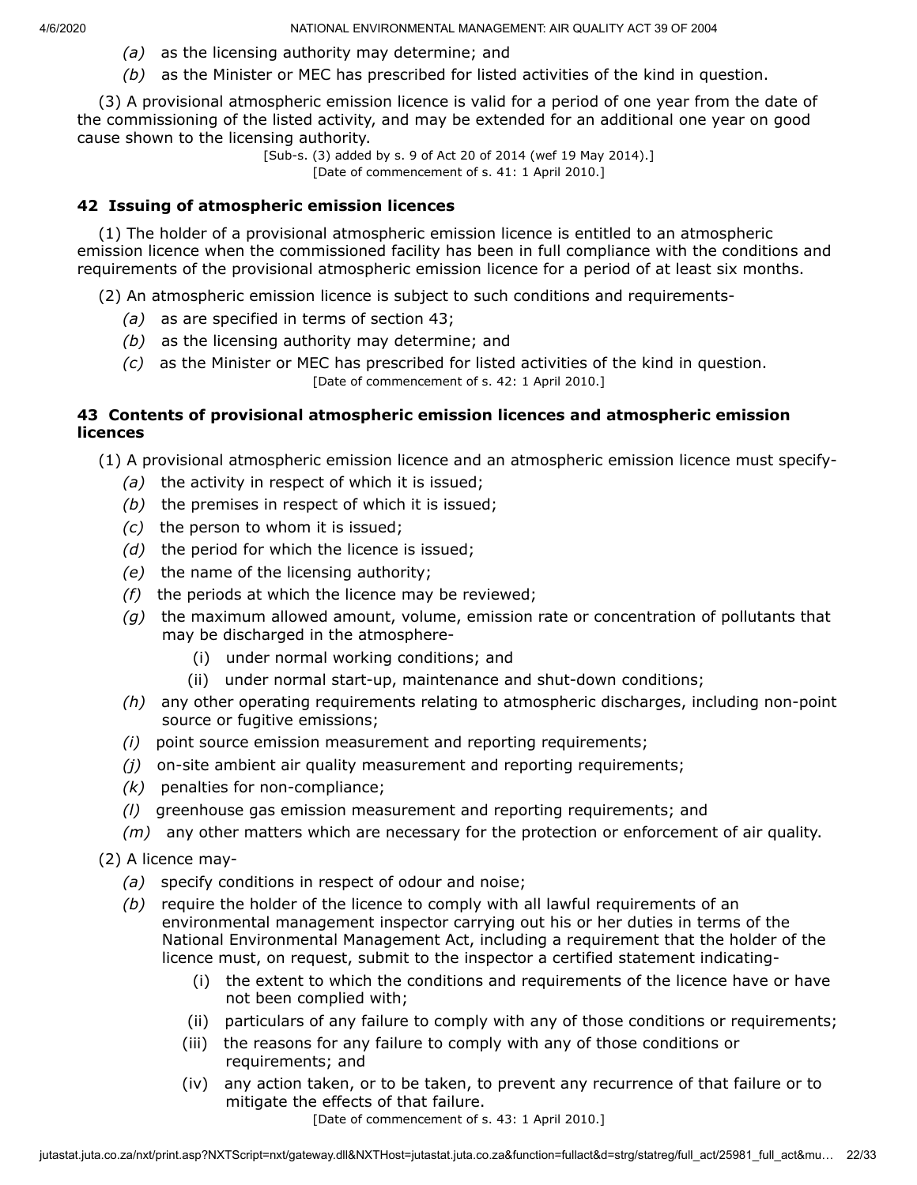*(a)* as the licensing authority may determine; and

*(b)* as the Minister or MEC has prescribed for listed activities of the kind in question.

(3) A provisional atmospheric emission licence is valid for a period of one year from the date of the commissioning of the listed activity, and may be extended for an additional one year on good cause shown to the licensing authority.

[Sub-s. (3) added by s. 9 of Act 20 of 2014 (wef 19 May 2014).]

[Date of commencement of s. 41: 1 April 2010.]

### 42 Issuing of atmospheric emission licences

(1) The holder of a provisional atmospheric emission licence is entitled to an atmospheric emission licence when the commissioned facility has been in full compliance with the conditions and requirements of the provisional atmospheric emission licence for a period of at least six months.

(2) An atmospheric emission licence is subject to such conditions and requirements-

*(a)* as are specified in terms of section 43;

*(b)* as the licensing authority may determine; and

*(c)* as the Minister or MEC has prescribed for listed activities of the kind in question.

[Date of commencement of s. 42: 1 April 2010.]

### 43 Contents of provisional atmospheric emission licences and atmospheric emission licences

(1) A provisional atmospheric emission licence and an atmospheric emission licence must specify-

*(a)* the activity in respect of which it is issued;

*(b)* the premises in respect of which it is issued;

*(c)* the person to whom it is issued;

*(d)* the period for which the licence is issued;

*(e)* the name of the licensing authority;

*(f)* the periods at which the licence may be reviewed;

*(g)* the maximum allowed amount, volume, emission rate or concentration of pollutants that may be discharged in the atmosphere-

(i) under normal working conditions; and

(ii) under normal start-up, maintenance and shut-down conditions;

*(h)* any other operating requirements relating to atmospheric discharges, including non-point source or fugitive emissions;

*(i)* point source emission measurement and reporting requirements;

*(j)* on-site ambient air quality measurement and reporting requirements;

*(k)* penalties for non-compliance;

*(l)* greenhouse gas emission measurement and reporting requirements; and

*(m)* any other matters which are necessary for the protection or enforcement of air quality.

(2) A licence may-

*(a)* specify conditions in respect of odour and noise;

*(b)* require the holder of the licence to comply with all lawful requirements of an environmental management inspector carrying out his or her duties in terms of the National Environmental Management Act, including a requirement that the holder of the licence must, on request, submit to the inspector a certified statement indicating-

(i) the extent to which the conditions and requirements of the licence have or have not been complied with;

(ii) particulars of any failure to comply with any of those conditions or requirements;

(iii) the reasons for any failure to comply with any of those conditions or requirements; and

(iv) any action taken, or to be taken, to prevent any recurrence of that failure or to mitigate the effects of that failure.

[Date of commencement of s. 43: 1 April 2010.]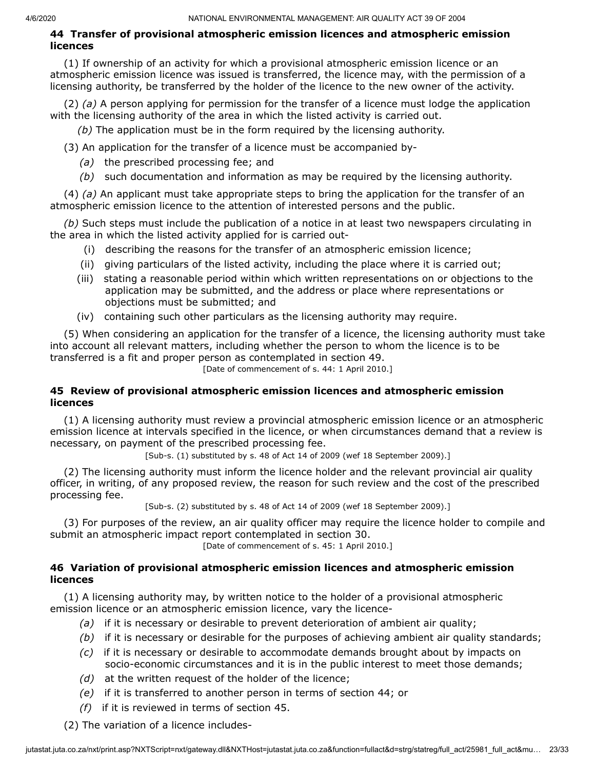### 44 Transfer of provisional atmospheric emission licences and atmospheric emission licences

(1) If ownership of an activity for which a provisional atmospheric emission licence or an atmospheric emission licence was issued is transferred, the licence may, with the permission of a licensing authority, be transferred by the holder of the licence to the new owner of the activity.

(2) *(a)* A person applying for permission for the transfer of a licence must lodge the application with the licensing authority of the area in which the listed activity is carried out.

*(b)* The application must be in the form required by the licensing authority.

(3) An application for the transfer of a licence must be accompanied by-

*(a)* the prescribed processing fee; and

*(b)* such documentation and information as may be required by the licensing authority.

(4) *(a)* An applicant must take appropriate steps to bring the application for the transfer of an atmospheric emission licence to the attention of interested persons and the public.

*(b)* Such steps must include the publication of a notice in at least two newspapers circulating in the area in which the listed activity applied for is carried out-

(i) describing the reasons for the transfer of an atmospheric emission licence;

(ii) giving particulars of the listed activity, including the place where it is carried out;

(iii) stating a reasonable period within which written representations on or objections to the application may be submitted, and the address or place where representations or objections must be submitted; and

(iv) containing such other particulars as the licensing authority may require.

(5) When considering an application for the transfer of a licence, the licensing authority must take into account all relevant matters, including whether the person to whom the licence is to be transferred is a fit and proper person as contemplated in section 49.

[Date of commencement of s. 44: 1 April 2010.]

### 45 Review of provisional atmospheric emission licences and atmospheric emission licences

(1) A licensing authority must review a provincial atmospheric emission licence or an atmospheric emission licence at intervals specified in the licence, or when circumstances demand that a review is necessary, on payment of the prescribed processing fee.

[Sub-s. (1) substituted by s. 48 of Act 14 of 2009 (wef 18 September 2009).]

(2) The licensing authority must inform the licence holder and the relevant provincial air quality officer, in writing, of any proposed review, the reason for such review and the cost of the prescribed processing fee.

[Sub-s. (2) substituted by s. 48 of Act 14 of 2009 (wef 18 September 2009).]

(3) For purposes of the review, an air quality officer may require the licence holder to compile and submit an atmospheric impact report contemplated in section 30.

[Date of commencement of s. 45: 1 April 2010.]

### 46 Variation of provisional atmospheric emission licences and atmospheric emission licences

(1) A licensing authority may, by written notice to the holder of a provisional atmospheric emission licence or an atmospheric emission licence, vary the licence-

*(a)* if it is necessary or desirable to prevent deterioration of ambient air quality;

*(b)* if it is necessary or desirable for the purposes of achieving ambient air quality standards;

*(c)* if it is necessary or desirable to accommodate demands brought about by impacts on socio-economic circumstances and it is in the public interest to meet those demands;

*(d)* at the written request of the holder of the licence;

*(e)* if it is transferred to another person in terms of section 44; or

*(f)* if it is reviewed in terms of section 45.

(2) The variation of a licence includes-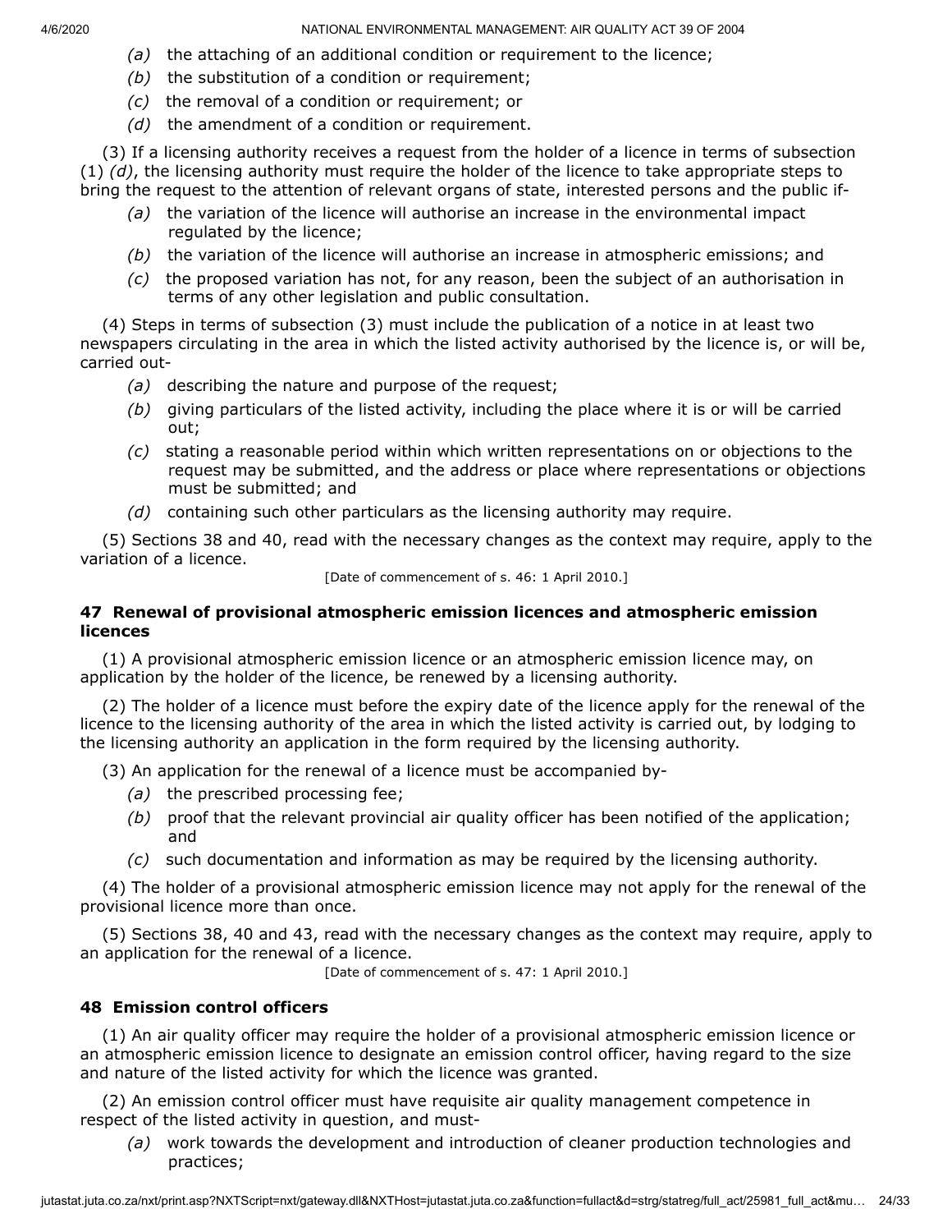*(a)* the attaching of an additional condition or requirement to the licence;

*(b)* the substitution of a condition or requirement;

*(c)* the removal of a condition or requirement; or

*(d)* the amendment of a condition or requirement.

(3) If a licensing authority receives a request from the holder of a licence in terms of subsection (1) *(d)*, the licensing authority must require the holder of the licence to take appropriate steps to bring the request to the attention of relevant organs of state, interested persons and the public if-

*(a)* the variation of the licence will authorise an increase in the environmental impact regulated by the licence;

*(b)* the variation of the licence will authorise an increase in atmospheric emissions; and

*(c)* the proposed variation has not, for any reason, been the subject of an authorisation in terms of any other legislation and public consultation.

(4) Steps in terms of subsection (3) must include the publication of a notice in at least two newspapers circulating in the area in which the listed activity authorised by the licence is, or will be, carried out-

*(a)* describing the nature and purpose of the request;

*(b)* giving particulars of the listed activity, including the place where it is or will be carried out;

*(c)* stating a reasonable period within which written representations on or objections to the request may be submitted, and the address or place where representations or objections must be submitted; and

*(d)* containing such other particulars as the licensing authority may require.

(5) Sections 38 and 40, read with the necessary changes as the context may require, apply to the variation of a licence.

[Date of commencement of s. 46: 1 April 2010.]

### 47 Renewal of provisional atmospheric emission licences and atmospheric emission licences

(1) A provisional atmospheric emission licence or an atmospheric emission licence may, on application by the holder of the licence, be renewed by a licensing authority.

(2) The holder of a licence must before the expiry date of the licence apply for the renewal of the licence to the licensing authority of the area in which the listed activity is carried out, by lodging to the licensing authority an application in the form required by the licensing authority.

(3) An application for the renewal of a licence must be accompanied by-

*(a)* the prescribed processing fee;

*(b)* proof that the relevant provincial air quality officer has been notified of the application; and

*(c)* such documentation and information as may be required by the licensing authority.

(4) The holder of a provisional atmospheric emission licence may not apply for the renewal of the provisional licence more than once.

(5) Sections 38, 40 and 43, read with the necessary changes as the context may require, apply to an application for the renewal of a licence.

[Date of commencement of s. 47: 1 April 2010.]

### 48 Emission control officers

(1) An air quality officer may require the holder of a provisional atmospheric emission licence or an atmospheric emission licence to designate an emission control officer, having regard to the size and nature of the listed activity for which the licence was granted.

(2) An emission control officer must have requisite air quality management competence in respect of the listed activity in question, and must-

*(a)* work towards the development and introduction of cleaner production technologies and practices;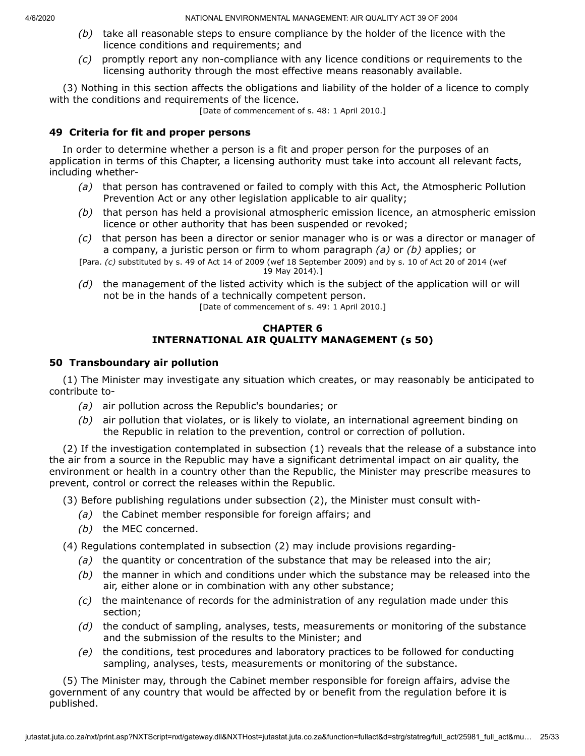*(b)* take all reasonable steps to ensure compliance by the holder of the licence with the licence conditions and requirements; and

*(c)* promptly report any non-compliance with any licence conditions or requirements to the licensing authority through the most effective means reasonably available.

(3) Nothing in this section affects the obligations and liability of the holder of a licence to comply with the conditions and requirements of the licence.

[Date of commencement of s. 48: 1 April 2010.]

### 49 Criteria for fit and proper persons

In order to determine whether a person is a fit and proper person for the purposes of an application in terms of this Chapter, a licensing authority must take into account all relevant facts, including whether-

*(a)* that person has contravened or failed to comply with this Act, the Atmospheric Pollution Prevention Act or any other legislation applicable to air quality;

*(b)* that person has held a provisional atmospheric emission licence, an atmospheric emission licence or other authority that has been suspended or revoked;

*(c)* that person has been a director or senior manager who is or was a director or manager of a company, a juristic person or firm to whom paragraph *(a)* or *(b)* applies; or

[Para. *(c)* substituted by s. 49 of Act 14 of 2009 (wef 18 September 2009) and by s. 10 of Act 20 of 2014 (wef 19 May 2014).]

*(d)* the management of the listed activity which is the subject of the application will or will not be in the hands of a technically competent person.

[Date of commencement of s. 49: 1 April 2010.]

## CHAPTER 6
## INTERNATIONAL AIR QUALITY MANAGEMENT (s 50)

### 50 Transboundary air pollution

(1) The Minister may investigate any situation which creates, or may reasonably be anticipated to contribute to-

*(a)* air pollution across the Republic's boundaries; or

*(b)* air pollution that violates, or is likely to violate, an international agreement binding on the Republic in relation to the prevention, control or correction of pollution.

(2) If the investigation contemplated in subsection (1) reveals that the release of a substance into the air from a source in the Republic may have a significant detrimental impact on air quality, the environment or health in a country other than the Republic, the Minister may prescribe measures to prevent, control or correct the releases within the Republic.

(3) Before publishing regulations under subsection (2), the Minister must consult with-

*(a)* the Cabinet member responsible for foreign affairs; and

*(b)* the MEC concerned.

(4) Regulations contemplated in subsection (2) may include provisions regarding-

*(a)* the quantity or concentration of the substance that may be released into the air;

*(b)* the manner in which and conditions under which the substance may be released into the air, either alone or in combination with any other substance;

*(c)* the maintenance of records for the administration of any regulation made under this section;

*(d)* the conduct of sampling, analyses, tests, measurements or monitoring of the substance and the submission of the results to the Minister; and

*(e)* the conditions, test procedures and laboratory practices to be followed for conducting sampling, analyses, tests, measurements or monitoring of the substance.

(5) The Minister may, through the Cabinet member responsible for foreign affairs, advise the government of any country that would be affected by or benefit from the regulation before it is published.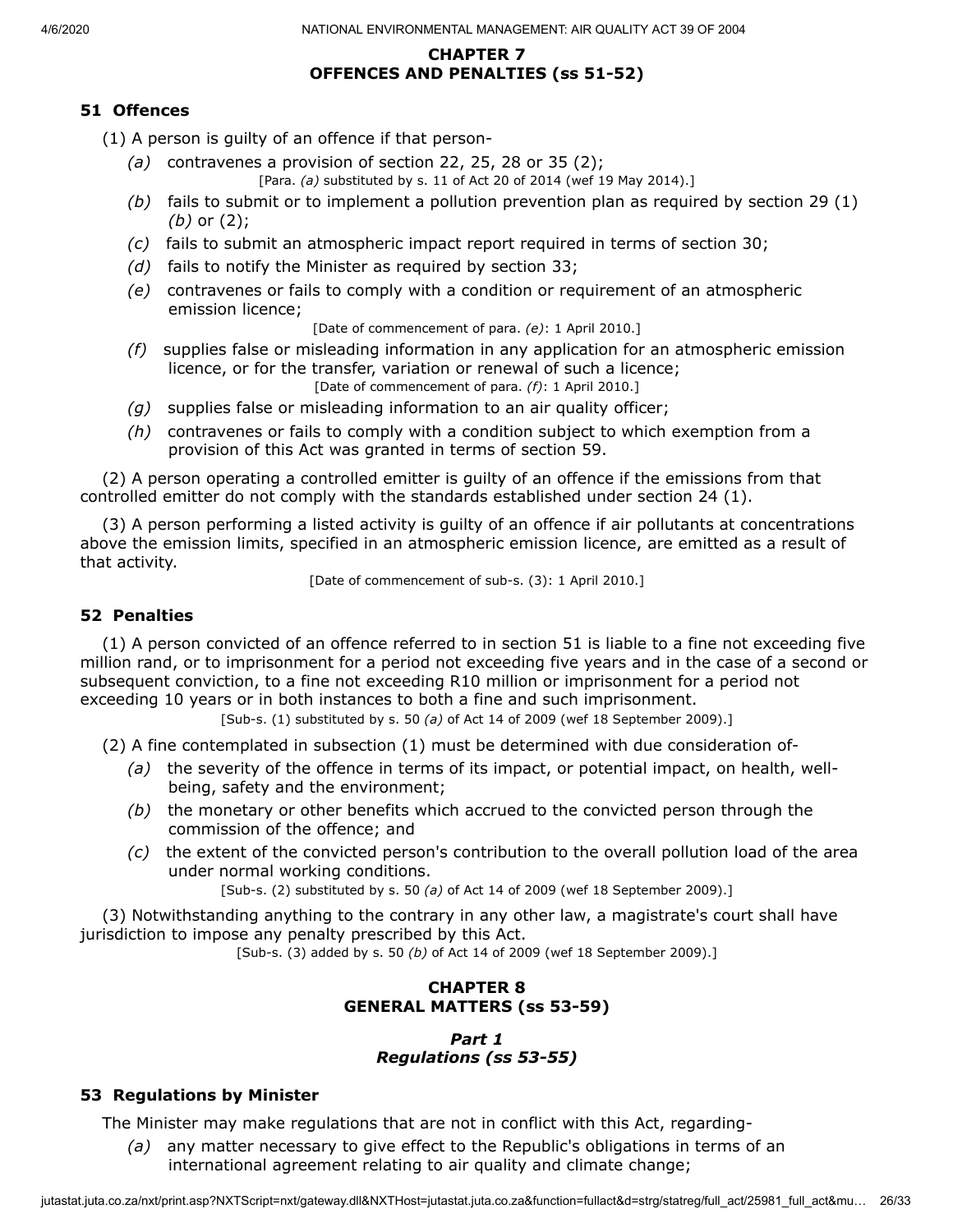## CHAPTER 7
## OFFENCES AND PENALTIES (ss 51-52)

### 51 Offences

(1) A person is guilty of an offence if that person-

*(a)* contravenes a provision of section 22, 25, 28 or 35 (2);

[Para. *(a)* substituted by s. 11 of Act 20 of 2014 (wef 19 May 2014).]

*(b)* fails to submit or to implement a pollution prevention plan as required by section 29 (1) *(b)* or (2);

*(c)* fails to submit an atmospheric impact report required in terms of section 30;

*(d)* fails to notify the Minister as required by section 33;

*(e)* contravenes or fails to comply with a condition or requirement of an atmospheric emission licence;

[Date of commencement of para. *(e)*: 1 April 2010.]

*(f)* supplies false or misleading information in any application for an atmospheric emission licence, or for the transfer, variation or renewal of such a licence;

[Date of commencement of para. *(f)*: 1 April 2010.]

*(g)* supplies false or misleading information to an air quality officer;

*(h)* contravenes or fails to comply with a condition subject to which exemption from a provision of this Act was granted in terms of section 59.

(2) A person operating a controlled emitter is guilty of an offence if the emissions from that controlled emitter do not comply with the standards established under section 24 (1).

(3) A person performing a listed activity is guilty of an offence if air pollutants at concentrations above the emission limits, specified in an atmospheric emission licence, are emitted as a result of that activity.

[Date of commencement of sub-s. (3): 1 April 2010.]

### 52 Penalties

(1) A person convicted of an offence referred to in section 51 is liable to a fine not exceeding five million rand, or to imprisonment for a period not exceeding five years and in the case of a second or subsequent conviction, to a fine not exceeding R10 million or imprisonment for a period not exceeding 10 years or in both instances to both a fine and such imprisonment.

[Sub-s. (1) substituted by s. 50 *(a)* of Act 14 of 2009 (wef 18 September 2009).]

(2) A fine contemplated in subsection (1) must be determined with due consideration of-

*(a)* the severity of the offence in terms of its impact, or potential impact, on health, well-being, safety and the environment;

*(b)* the monetary or other benefits which accrued to the convicted person through the commission of the offence; and

*(c)* the extent of the convicted person's contribution to the overall pollution load of the area under normal working conditions.

[Sub-s. (2) substituted by s. 50 *(a)* of Act 14 of 2009 (wef 18 September 2009).]

(3) Notwithstanding anything to the contrary in any other law, a magistrate's court shall have jurisdiction to impose any penalty prescribed by this Act.

[Sub-s. (3) added by s. 50 *(b)* of Act 14 of 2009 (wef 18 September 2009).]

## CHAPTER 8
## GENERAL MATTERS (ss 53-59)

### *Part 1*
### *Regulations (ss 53-55)*

### 53 Regulations by Minister

The Minister may make regulations that are not in conflict with this Act, regarding-

*(a)* any matter necessary to give effect to the Republic's obligations in terms of an international agreement relating to air quality and climate change;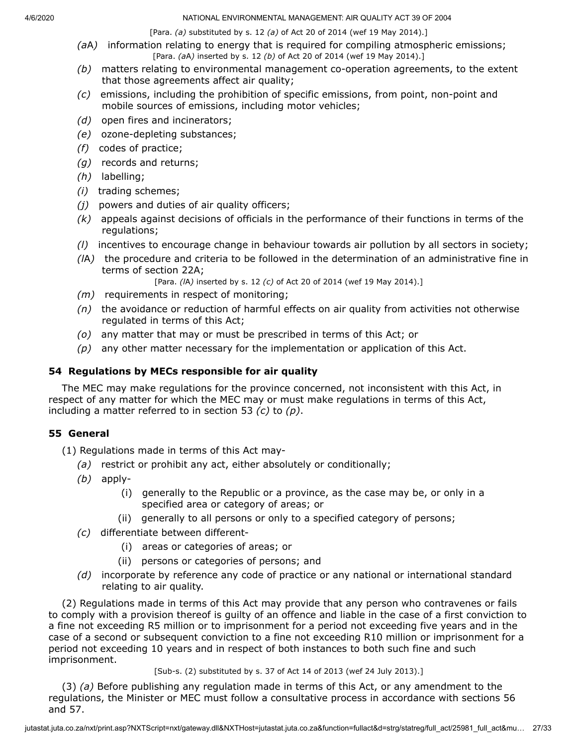[Para. *(a)* substituted by s. 12 *(a)* of Act 20 of 2014 (wef 19 May 2014).]

*(a*A*)* information relating to energy that is required for compiling atmospheric emissions;

[Para. *(a*A*)* inserted by s. 12 *(b)* of Act 20 of 2014 (wef 19 May 2014).]

*(b)* matters relating to environmental management co-operation agreements, to the extent that those agreements affect air quality;

*(c)* emissions, including the prohibition of specific emissions, from point, non-point and mobile sources of emissions, including motor vehicles;

*(d)* open fires and incinerators;

*(e)* ozone-depleting substances;

*(f)* codes of practice;

*(g)* records and returns;

*(h)* labelling;

*(i)* trading schemes;

*(j)* powers and duties of air quality officers;

*(k)* appeals against decisions of officials in the performance of their functions in terms of the regulations;

*(l)* incentives to encourage change in behaviour towards air pollution by all sectors in society;

*(l*A*)* the procedure and criteria to be followed in the determination of an administrative fine in terms of section 22A;

[Para. *(l*A*)* inserted by s. 12 *(c)* of Act 20 of 2014 (wef 19 May 2014).]

*(m)* requirements in respect of monitoring;

*(n)* the avoidance or reduction of harmful effects on air quality from activities not otherwise regulated in terms of this Act;

*(o)* any matter that may or must be prescribed in terms of this Act; or

*(p)* any other matter necessary for the implementation or application of this Act.

## 54 Regulations by MECs responsible for air quality

The MEC may make regulations for the province concerned, not inconsistent with this Act, in respect of any matter for which the MEC may or must make regulations in terms of this Act, including a matter referred to in section 53 *(c)* to *(p)*.

## 55 General

(1) Regulations made in terms of this Act may-

*(a)* restrict or prohibit any act, either absolutely or conditionally;

*(b)* apply-

(i) generally to the Republic or a province, as the case may be, or only in a specified area or category of areas; or

(ii) generally to all persons or only to a specified category of persons;

*(c)* differentiate between different-

(i) areas or categories of areas; or

(ii) persons or categories of persons; and

*(d)* incorporate by reference any code of practice or any national or international standard relating to air quality.

(2) Regulations made in terms of this Act may provide that any person who contravenes or fails to comply with a provision thereof is guilty of an offence and liable in the case of a first conviction to a fine not exceeding R5 million or to imprisonment for a period not exceeding five years and in the case of a second or subsequent conviction to a fine not exceeding R10 million or imprisonment for a period not exceeding 10 years and in respect of both instances to both such fine and such imprisonment.

[Sub-s. (2) substituted by s. 37 of Act 14 of 2013 (wef 24 July 2013).]

(3) *(a)* Before publishing any regulation made in terms of this Act, or any amendment to the regulations, the Minister or MEC must follow a consultative process in accordance with sections 56 and 57.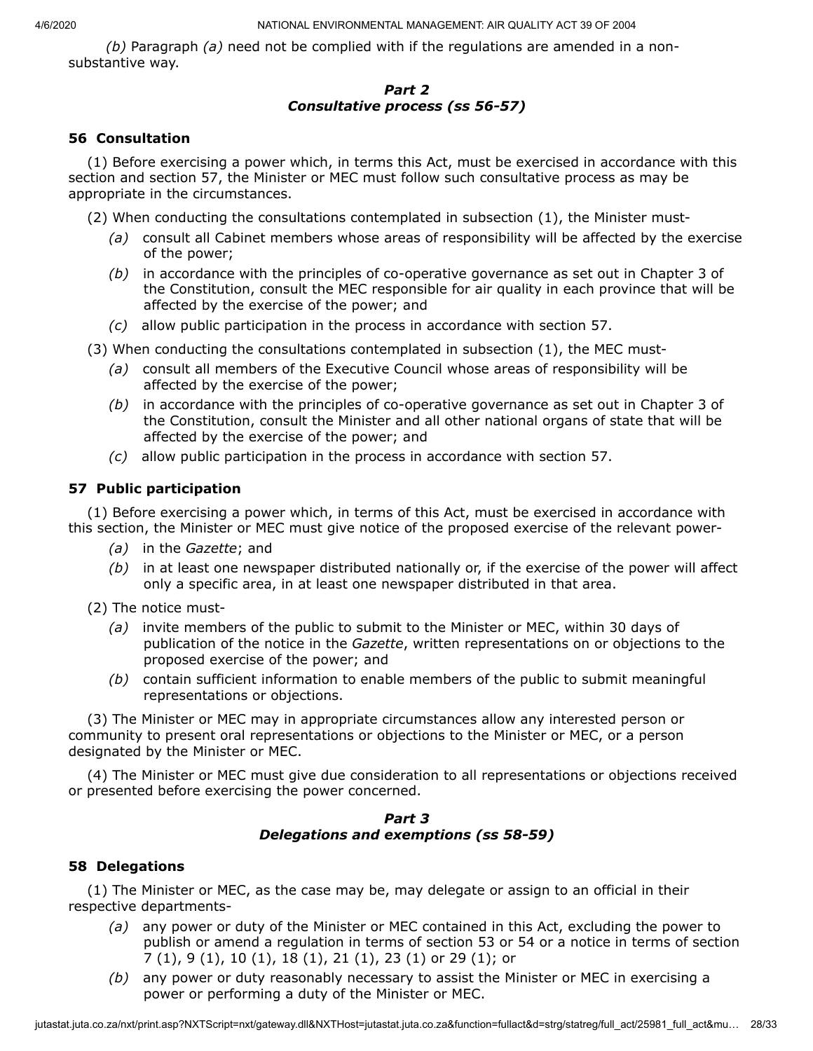*(b)* Paragraph *(a)* need not be complied with if the regulations are amended in a non-substantive way.

### *Part 2*
### *Consultative process (ss 56-57)*

**56 Consultation**

(1) Before exercising a power which, in terms this Act, must be exercised in accordance with this section and section 57, the Minister or MEC must follow such consultative process as may be appropriate in the circumstances.

(2) When conducting the consultations contemplated in subsection (1), the Minister must-

*(a)* consult all Cabinet members whose areas of responsibility will be affected by the exercise of the power;

*(b)* in accordance with the principles of co-operative governance as set out in Chapter 3 of the Constitution, consult the MEC responsible for air quality in each province that will be affected by the exercise of the power; and

*(c)* allow public participation in the process in accordance with section 57.

(3) When conducting the consultations contemplated in subsection (1), the MEC must-

*(a)* consult all members of the Executive Council whose areas of responsibility will be affected by the exercise of the power;

*(b)* in accordance with the principles of co-operative governance as set out in Chapter 3 of the Constitution, consult the Minister and all other national organs of state that will be affected by the exercise of the power; and

*(c)* allow public participation in the process in accordance with section 57.

**57 Public participation**

(1) Before exercising a power which, in terms of this Act, must be exercised in accordance with this section, the Minister or MEC must give notice of the proposed exercise of the relevant power-

*(a)* in the *Gazette*; and

*(b)* in at least one newspaper distributed nationally or, if the exercise of the power will affect only a specific area, in at least one newspaper distributed in that area.

(2) The notice must-

*(a)* invite members of the public to submit to the Minister or MEC, within 30 days of publication of the notice in the *Gazette*, written representations on or objections to the proposed exercise of the power; and

*(b)* contain sufficient information to enable members of the public to submit meaningful representations or objections.

(3) The Minister or MEC may in appropriate circumstances allow any interested person or community to present oral representations or objections to the Minister or MEC, or a person designated by the Minister or MEC.

(4) The Minister or MEC must give due consideration to all representations or objections received or presented before exercising the power concerned.

### *Part 3*
### *Delegations and exemptions (ss 58-59)*

**58 Delegations**

(1) The Minister or MEC, as the case may be, may delegate or assign to an official in their respective departments-

*(a)* any power or duty of the Minister or MEC contained in this Act, excluding the power to publish or amend a regulation in terms of section 53 or 54 or a notice in terms of section 7 (1), 9 (1), 10 (1), 18 (1), 21 (1), 23 (1) or 29 (1); or

*(b)* any power or duty reasonably necessary to assist the Minister or MEC in exercising a power or performing a duty of the Minister or MEC.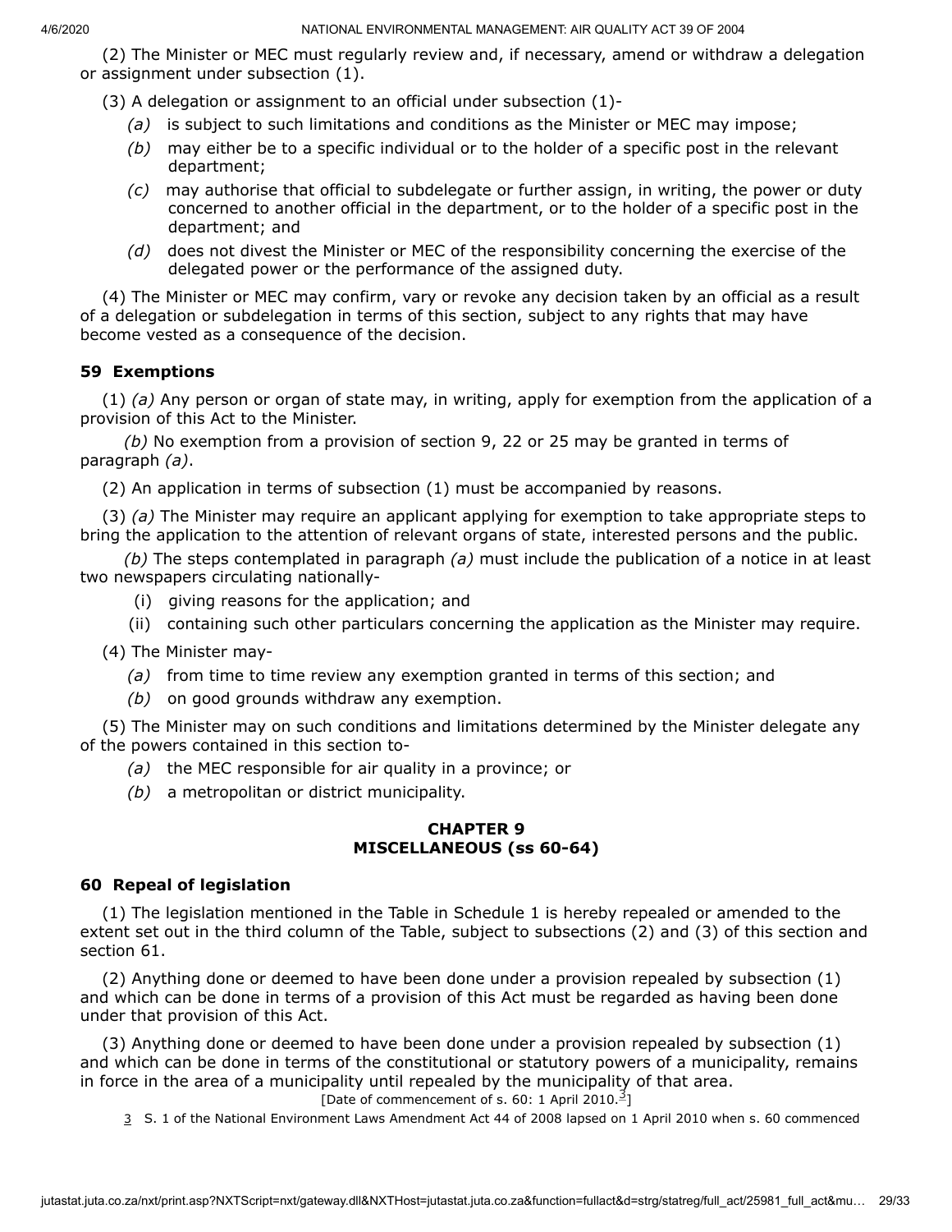(2) The Minister or MEC must regularly review and, if necessary, amend or withdraw a delegation or assignment under subsection (1).

(3) A delegation or assignment to an official under subsection (1)-

*(a)* is subject to such limitations and conditions as the Minister or MEC may impose;

*(b)* may either be to a specific individual or to the holder of a specific post in the relevant department;

*(c)* may authorise that official to subdelegate or further assign, in writing, the power or duty concerned to another official in the department, or to the holder of a specific post in the department; and

*(d)* does not divest the Minister or MEC of the responsibility concerning the exercise of the delegated power or the performance of the assigned duty.

(4) The Minister or MEC may confirm, vary or revoke any decision taken by an official as a result of a delegation or subdelegation in terms of this section, subject to any rights that may have become vested as a consequence of the decision.

### 59 Exemptions

(1) *(a)* Any person or organ of state may, in writing, apply for exemption from the application of a provision of this Act to the Minister.

*(b)* No exemption from a provision of section 9, 22 or 25 may be granted in terms of paragraph *(a)*.

(2) An application in terms of subsection (1) must be accompanied by reasons.

(3) *(a)* The Minister may require an applicant applying for exemption to take appropriate steps to bring the application to the attention of relevant organs of state, interested persons and the public.

*(b)* The steps contemplated in paragraph *(a)* must include the publication of a notice in at least two newspapers circulating nationally-

(i) giving reasons for the application; and

(ii) containing such other particulars concerning the application as the Minister may require.

(4) The Minister may-

*(a)* from time to time review any exemption granted in terms of this section; and

*(b)* on good grounds withdraw any exemption.

(5) The Minister may on such conditions and limitations determined by the Minister delegate any of the powers contained in this section to-

*(a)* the MEC responsible for air quality in a province; or

*(b)* a metropolitan or district municipality.

## CHAPTER 9
## MISCELLANEOUS (ss 60-64)

### 60 Repeal of legislation

(1) The legislation mentioned in the Table in Schedule 1 is hereby repealed or amended to the extent set out in the third column of the Table, subject to subsections (2) and (3) of this section and section 61.

(2) Anything done or deemed to have been done under a provision repealed by subsection (1) and which can be done in terms of a provision of this Act must be regarded as having been done under that provision of this Act.

(3) Anything done or deemed to have been done under a provision repealed by subsection (1) and which can be done in terms of the constitutional or statutory powers of a municipality, remains in force in the area of a municipality until repealed by the municipality of that area.

[Date of commencement of s. 60: 1 April 2010.[3]]

3 S. 1 of the National Environment Laws Amendment Act 44 of 2008 lapsed on 1 April 2010 when s. 60 commenced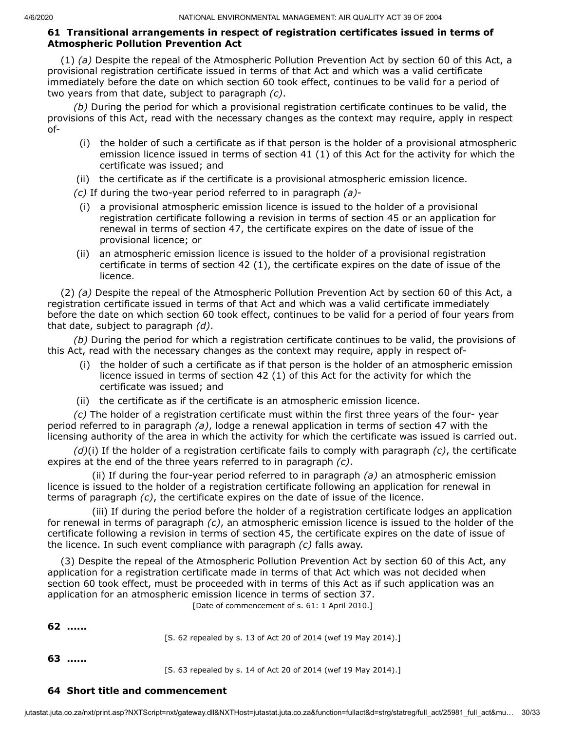**61 Transitional arrangements in respect of registration certificates issued in terms of Atmospheric Pollution Prevention Act**

(1) *(a)* Despite the repeal of the Atmospheric Pollution Prevention Act by section 60 of this Act, a provisional registration certificate issued in terms of that Act and which was a valid certificate immediately before the date on which section 60 took effect, continues to be valid for a period of two years from that date, subject to paragraph *(c)*.

*(b)* During the period for which a provisional registration certificate continues to be valid, the provisions of this Act, read with the necessary changes as the context may require, apply in respect of-

(i) the holder of such a certificate as if that person is the holder of a provisional atmospheric emission licence issued in terms of section 41 (1) of this Act for the activity for which the certificate was issued; and

(ii) the certificate as if the certificate is a provisional atmospheric emission licence.

*(c)* If during the two-year period referred to in paragraph *(a)*-

(i) a provisional atmospheric emission licence is issued to the holder of a provisional registration certificate following a revision in terms of section 45 or an application for renewal in terms of section 47, the certificate expires on the date of issue of the provisional licence; or

(ii) an atmospheric emission licence is issued to the holder of a provisional registration certificate in terms of section 42 (1), the certificate expires on the date of issue of the licence.

(2) *(a)* Despite the repeal of the Atmospheric Pollution Prevention Act by section 60 of this Act, a registration certificate issued in terms of that Act and which was a valid certificate immediately before the date on which section 60 took effect, continues to be valid for a period of four years from that date, subject to paragraph *(d)*.

*(b)* During the period for which a registration certificate continues to be valid, the provisions of this Act, read with the necessary changes as the context may require, apply in respect of-

(i) the holder of such a certificate as if that person is the holder of an atmospheric emission licence issued in terms of section 42 (1) of this Act for the activity for which the certificate was issued; and

(ii) the certificate as if the certificate is an atmospheric emission licence.

*(c)* The holder of a registration certificate must within the first three years of the four- year period referred to in paragraph *(a)*, lodge a renewal application in terms of section 47 with the licensing authority of the area in which the activity for which the certificate was issued is carried out.

*(d)*(i) If the holder of a registration certificate fails to comply with paragraph *(c)*, the certificate expires at the end of the three years referred to in paragraph *(c)*.

(ii) If during the four-year period referred to in paragraph *(a)* an atmospheric emission licence is issued to the holder of a registration certificate following an application for renewal in terms of paragraph *(c)*, the certificate expires on the date of issue of the licence.

(iii) If during the period before the holder of a registration certificate lodges an application for renewal in terms of paragraph *(c)*, an atmospheric emission licence is issued to the holder of the certificate following a revision in terms of section 45, the certificate expires on the date of issue of the licence. In such event compliance with paragraph *(c)* falls away.

(3) Despite the repeal of the Atmospheric Pollution Prevention Act by section 60 of this Act, any application for a registration certificate made in terms of that Act which was not decided when section 60 took effect, must be proceeded with in terms of this Act as if such application was an application for an atmospheric emission licence in terms of section 37.

[Date of commencement of s. 61: 1 April 2010.]

**62 ......**

[S. 62 repealed by s. 13 of Act 20 of 2014 (wef 19 May 2014).]

**63 ......**

[S. 63 repealed by s. 14 of Act 20 of 2014 (wef 19 May 2014).]

**64 Short title and commencement**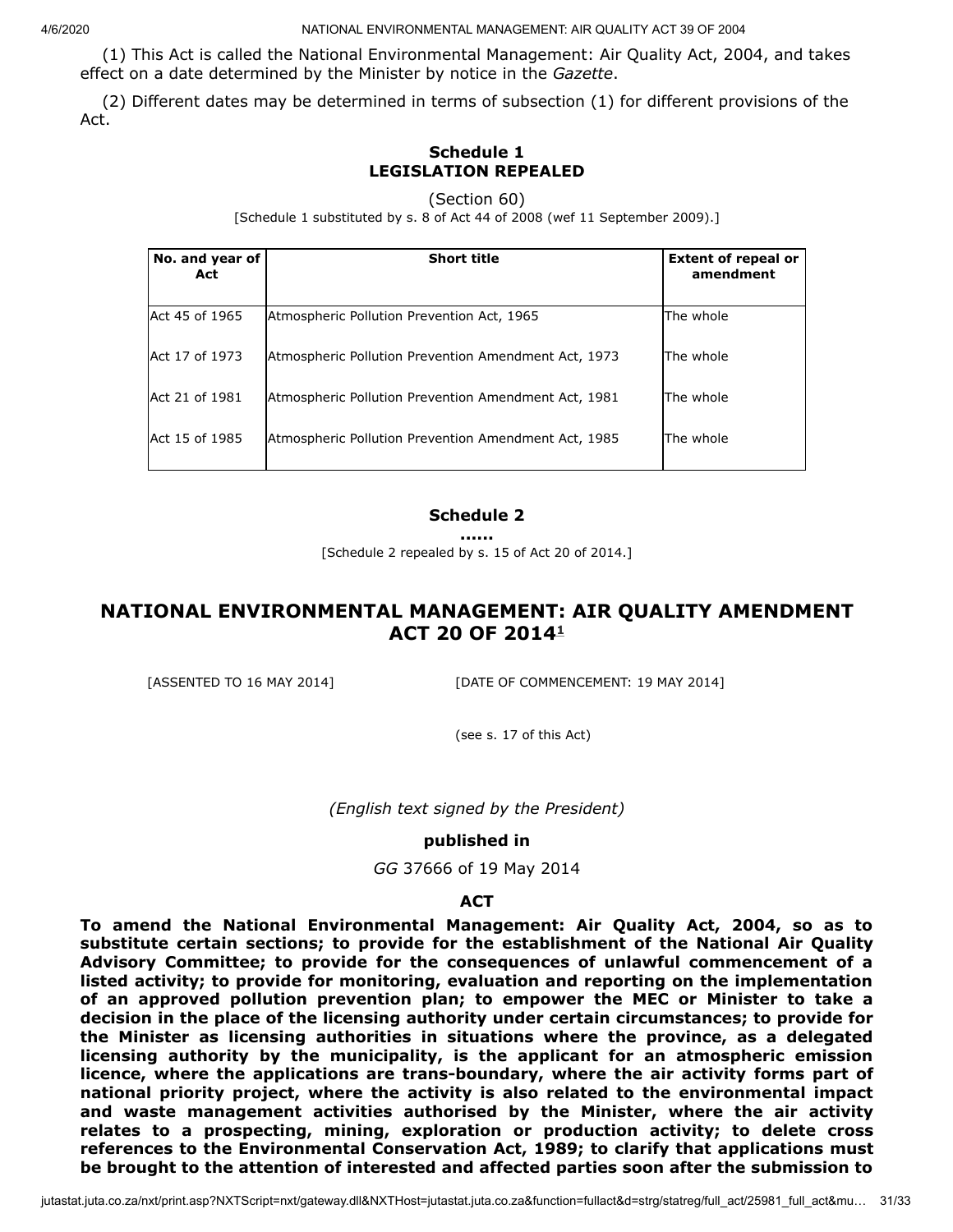(1) This Act is called the National Environmental Management: Air Quality Act, 2004, and takes effect on a date determined by the Minister by notice in the *Gazette*.

(2) Different dates may be determined in terms of subsection (1) for different provisions of the Act.

**Schedule 1**
**LEGISLATION REPEALED**

(Section 60)

[Schedule 1 substituted by s. 8 of Act 44 of 2008 (wef 11 September 2009).]

| No. and year of Act | Short title | Extent of repeal or amendment |
|---|---|---|
| Act 45 of 1965 | Atmospheric Pollution Prevention Act, 1965 | The whole |
| Act 17 of 1973 | Atmospheric Pollution Prevention Amendment Act, 1973 | The whole |
| Act 21 of 1981 | Atmospheric Pollution Prevention Amendment Act, 1981 | The whole |
| Act 15 of 1985 | Atmospheric Pollution Prevention Amendment Act, 1985 | The whole |

**Schedule 2**

**......**

[Schedule 2 repealed by s. 15 of Act 20 of 2014.]

## NATIONAL ENVIRONMENTAL MANAGEMENT: AIR QUALITY AMENDMENT ACT 20 OF 2014[1]

[ASSENTED TO 16 MAY 2014] [DATE OF COMMENCEMENT: 19 MAY 2014]

(see s. 17 of this Act)

*(English text signed by the President)*

**published in**

*GG* 37666 of 19 May 2014

**ACT**

**To amend the National Environmental Management: Air Quality Act, 2004, so as to substitute certain sections; to provide for the establishment of the National Air Quality Advisory Committee; to provide for the consequences of unlawful commencement of a listed activity; to provide for monitoring, evaluation and reporting on the implementation of an approved pollution prevention plan; to empower the MEC or Minister to take a decision in the place of the licensing authority under certain circumstances; to provide for the Minister as licensing authorities in situations where the province, as a delegated licensing authority by the municipality, is the applicant for an atmospheric emission licence, where the applications are trans-boundary, where the air activity forms part of national priority project, where the activity is also related to the environmental impact and waste management activities authorised by the Minister, where the air activity relates to a prospecting, mining, exploration or production activity; to delete cross references to the Environmental Conservation Act, 1989; to clarify that applications must be brought to the attention of interested and affected parties soon after the submission to**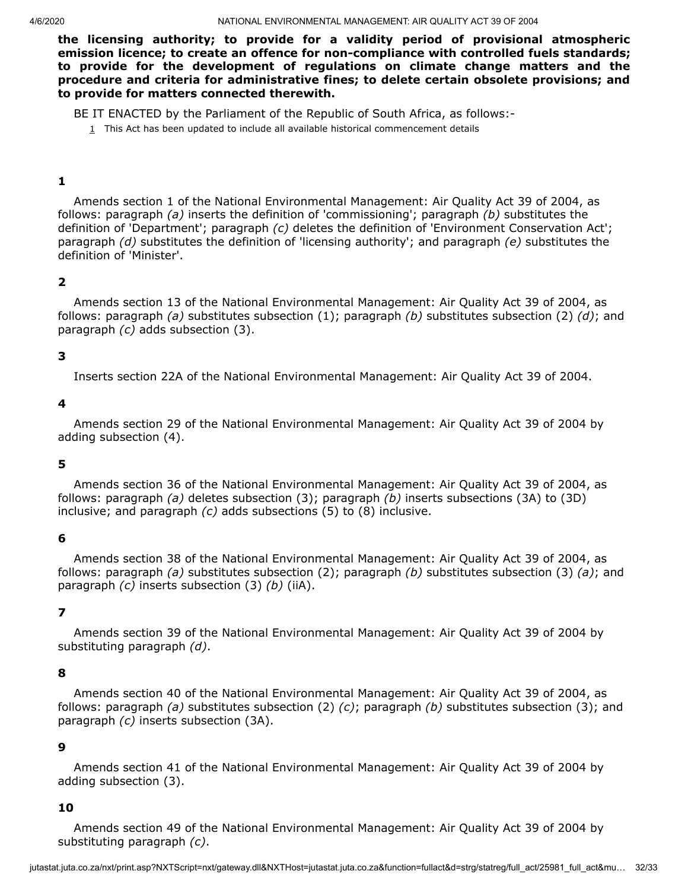**the licensing authority; to provide for a validity period of provisional atmospheric emission licence; to create an offence for non-compliance with controlled fuels standards; to provide for the development of regulations on climate change matters and the procedure and criteria for administrative fines; to delete certain obsolete provisions; and to provide for matters connected therewith.**

BE IT ENACTED by the Parliament of the Republic of South Africa, as follows:-

1 This Act has been updated to include all available historical commencement details

**1**

Amends section 1 of the National Environmental Management: Air Quality Act 39 of 2004, as follows: paragraph *(a)* inserts the definition of 'commissioning'; paragraph *(b)* substitutes the definition of 'Department'; paragraph *(c)* deletes the definition of 'Environment Conservation Act'; paragraph *(d)* substitutes the definition of 'licensing authority'; and paragraph *(e)* substitutes the definition of 'Minister'.

**2**

Amends section 13 of the National Environmental Management: Air Quality Act 39 of 2004, as follows: paragraph *(a)* substitutes subsection (1); paragraph *(b)* substitutes subsection (2) *(d)*; and paragraph *(c)* adds subsection (3).

**3**

Inserts section 22A of the National Environmental Management: Air Quality Act 39 of 2004.

**4**

Amends section 29 of the National Environmental Management: Air Quality Act 39 of 2004 by adding subsection (4).

**5**

Amends section 36 of the National Environmental Management: Air Quality Act 39 of 2004, as follows: paragraph *(a)* deletes subsection (3); paragraph *(b)* inserts subsections (3A) to (3D) inclusive; and paragraph *(c)* adds subsections (5) to (8) inclusive.

**6**

Amends section 38 of the National Environmental Management: Air Quality Act 39 of 2004, as follows: paragraph *(a)* substitutes subsection (2); paragraph *(b)* substitutes subsection (3) *(a)*; and paragraph *(c)* inserts subsection (3) *(b)* (iiA).

**7**

Amends section 39 of the National Environmental Management: Air Quality Act 39 of 2004 by substituting paragraph *(d)*.

**8**

Amends section 40 of the National Environmental Management: Air Quality Act 39 of 2004, as follows: paragraph *(a)* substitutes subsection (2) *(c)*; paragraph *(b)* substitutes subsection (3); and paragraph *(c)* inserts subsection (3A).

**9**

Amends section 41 of the National Environmental Management: Air Quality Act 39 of 2004 by adding subsection (3).

**10**

Amends section 49 of the National Environmental Management: Air Quality Act 39 of 2004 by substituting paragraph *(c)*.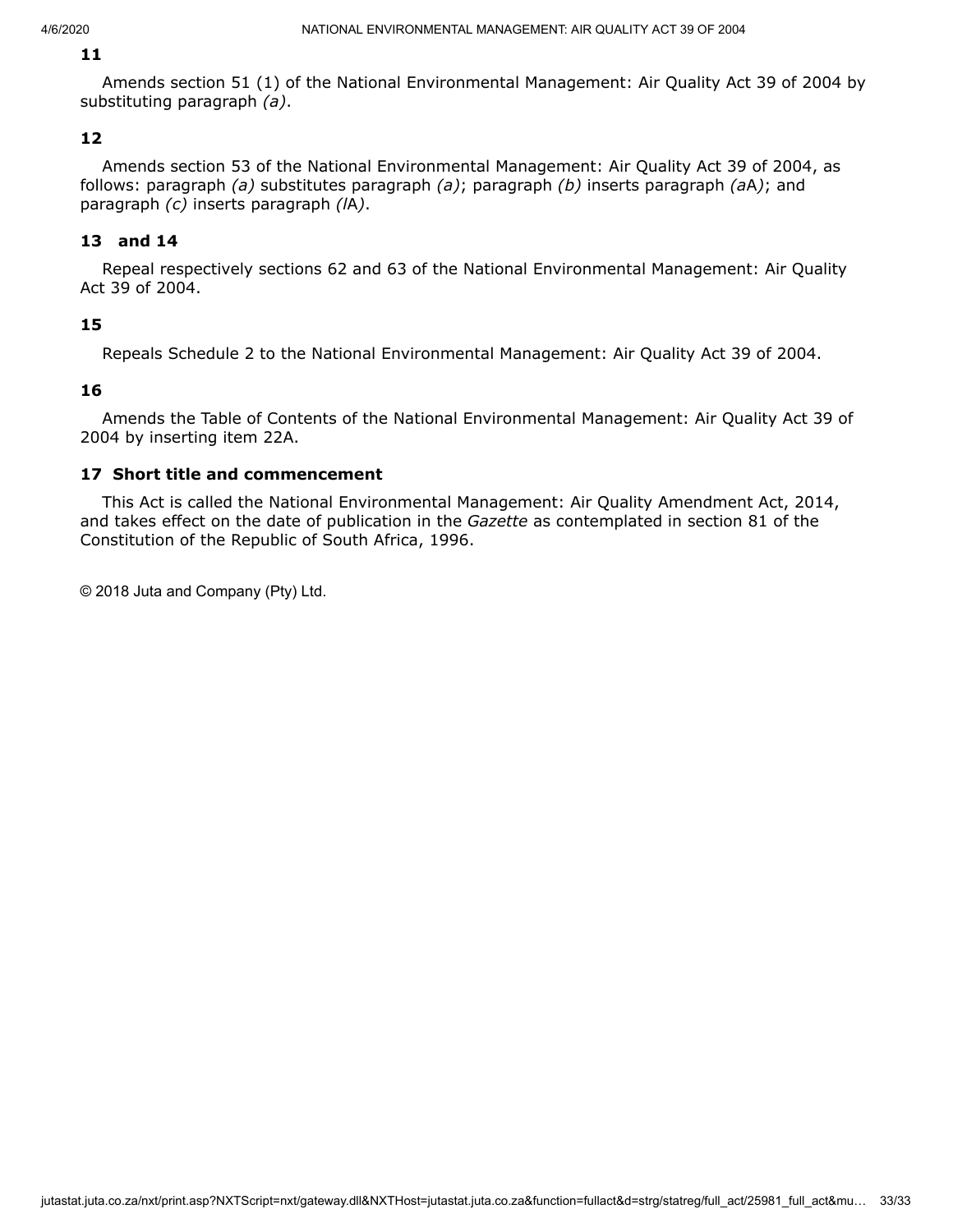**11**

Amends section 51 (1) of the National Environmental Management: Air Quality Act 39 of 2004 by substituting paragraph *(a)*.

**12**

Amends section 53 of the National Environmental Management: Air Quality Act 39 of 2004, as follows: paragraph *(a)* substitutes paragraph *(a)*; paragraph *(b)* inserts paragraph *(a*A*)*; and paragraph *(c)* inserts paragraph *(l*A*)*.

**13 and 14**

Repeal respectively sections 62 and 63 of the National Environmental Management: Air Quality Act 39 of 2004.

**15**

Repeals Schedule 2 to the National Environmental Management: Air Quality Act 39 of 2004.

**16**

Amends the Table of Contents of the National Environmental Management: Air Quality Act 39 of 2004 by inserting item 22A.

**17 Short title and commencement**

This Act is called the National Environmental Management: Air Quality Amendment Act, 2014, and takes effect on the date of publication in the *Gazette* as contemplated in section 81 of the Constitution of the Republic of South Africa, 1996.

© 2018 Juta and Company (Pty) Ltd.